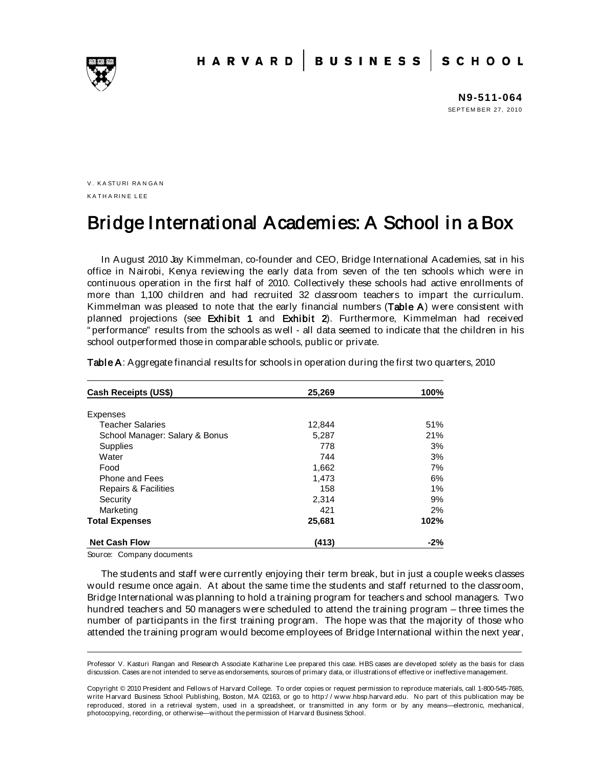HARVARD | BUSINESS | SCHOOL

**N9-511-064**
SEPTEMBER 27, 2010

V. KASTURI RANGAN
KATHARINE LEE

# Bridge International Academies: A School in a Box

In August 2010 Jay Kimmelman, co-founder and CEO, Bridge International Academies, sat in his office in Nairobi, Kenya reviewing the early data from seven of the ten schools which were in continuous operation in the first half of 2010. Collectively these schools had active enrollments of more than 1,100 children and had recruited 32 classroom teachers to impart the curriculum. Kimmelman was pleased to note that the early financial numbers (**Table A**) were consistent with planned projections (see **Exhibit 1** and **Exhibit 2**). Furthermore, Kimmelman had received "performance" results from the schools as well - all data seemed to indicate that the children in his school outperformed those in comparable schools, public or private.

**Table A**: Aggregate financial results for schools in operation during the first two quarters, 2010

| **Cash Receipts (US$)** | **25,269** | **100%** |
|---|---|---|
| Expenses | | |
| Teacher Salaries | 12,844 | 51% |
| School Manager: Salary & Bonus | 5,287 | 21% |
| Supplies | 778 | 3% |
| Water | 744 | 3% |
| Food | 1,662 | 7% |
| Phone and Fees | 1,473 | 6% |
| Repairs & Facilities | 158 | 1% |
| Security | 2,314 | 9% |
| Marketing | 421 | 2% |
| **Total Expenses** | **25,681** | **102%** |
| **Net Cash Flow** | **(413)** | **-2%** |

Source: Company documents

The students and staff were currently enjoying their term break, but in just a couple weeks classes would resume once again. At about the same time the students and staff returned to the classroom, Bridge International was planning to hold a training program for teachers and school managers. Two hundred teachers and 50 managers were scheduled to attend the training program – three times the number of participants in the first training program. The hope was that the majority of those who attended the training program would become employees of Bridge International within the next year,

---

Professor V. Kasturi Rangan and Research Associate Katharine Lee prepared this case. HBS cases are developed solely as the basis for class discussion. Cases are not intended to serve as endorsements, sources of primary data, or illustrations of effective or ineffective management.

Copyright © 2010 President and Fellows of Harvard College. To order copies or request permission to reproduce materials, call 1-800-545-7685, write Harvard Business School Publishing, Boston, MA 02163, or go to http://www.hbsp.harvard.edu. No part of this publication may be reproduced, stored in a retrieval system, used in a spreadsheet, or transmitted in any form or by any means—electronic, mechanical, photocopying, recording, or otherwise—without the permission of Harvard Business School.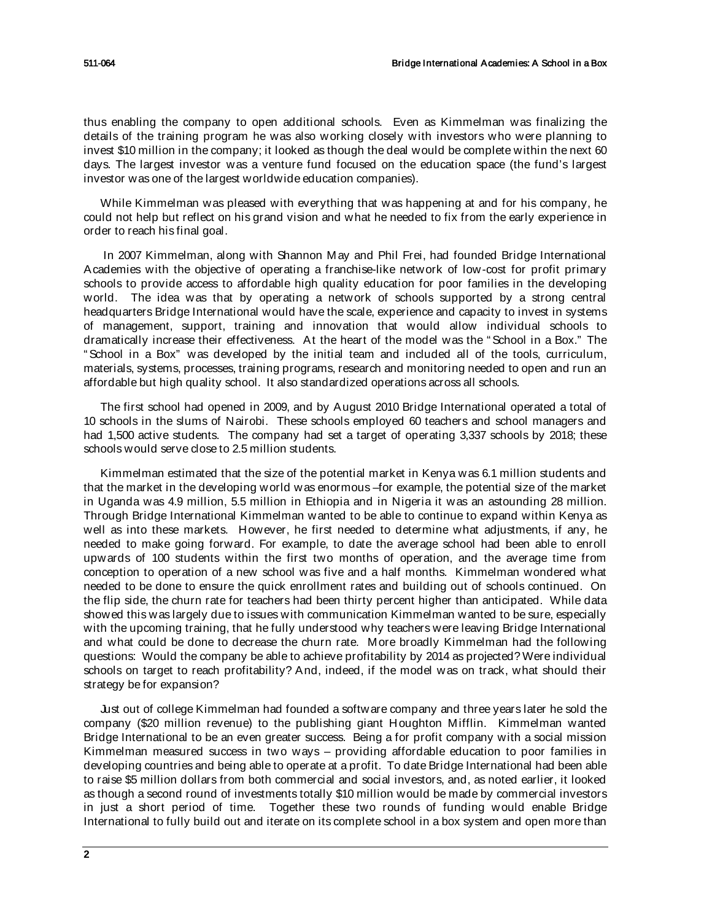thus enabling the company to open additional schools. Even as Kimmelman was finalizing the details of the training program he was also working closely with investors who were planning to invest $10 million in the company; it looked as though the deal would be complete within the next 60 days. The largest investor was a venture fund focused on the education space (the fund's largest investor was one of the largest worldwide education companies).

While Kimmelman was pleased with everything that was happening at and for his company, he could not help but reflect on his grand vision and what he needed to fix from the early experience in order to reach his final goal.

In 2007 Kimmelman, along with Shannon May and Phil Frei, had founded Bridge International Academies with the objective of operating a franchise-like network of low-cost for profit primary schools to provide access to affordable high quality education for poor families in the developing world. The idea was that by operating a network of schools supported by a strong central headquarters Bridge International would have the scale, experience and capacity to invest in systems of management, support, training and innovation that would allow individual schools to dramatically increase their effectiveness. At the heart of the model was the "School in a Box." The "School in a Box" was developed by the initial team and included all of the tools, curriculum, materials, systems, processes, training programs, research and monitoring needed to open and run an affordable but high quality school. It also standardized operations across all schools.

The first school had opened in 2009, and by August 2010 Bridge International operated a total of 10 schools in the slums of Nairobi. These schools employed 60 teachers and school managers and had 1,500 active students. The company had set a target of operating 3,337 schools by 2018; these schools would serve close to 2.5 million students.

Kimmelman estimated that the size of the potential market in Kenya was 6.1 million students and that the market in the developing world was enormous –for example, the potential size of the market in Uganda was 4.9 million, 5.5 million in Ethiopia and in Nigeria it was an astounding 28 million. Through Bridge International Kimmelman wanted to be able to continue to expand within Kenya as well as into these markets. However, he first needed to determine what adjustments, if any, he needed to make going forward. For example, to date the average school had been able to enroll upwards of 100 students within the first two months of operation, and the average time from conception to operation of a new school was five and a half months. Kimmelman wondered what needed to be done to ensure the quick enrollment rates and building out of schools continued. On the flip side, the churn rate for teachers had been thirty percent higher than anticipated. While data showed this was largely due to issues with communication Kimmelman wanted to be sure, especially with the upcoming training, that he fully understood why teachers were leaving Bridge International and what could be done to decrease the churn rate. More broadly Kimmelman had the following questions: Would the company be able to achieve profitability by 2014 as projected? Were individual schools on target to reach profitability? And, indeed, if the model was on track, what should their strategy be for expansion?

Just out of college Kimmelman had founded a software company and three years later he sold the company ($20 million revenue) to the publishing giant Houghton Mifflin. Kimmelman wanted Bridge International to be an even greater success. Being a for profit company with a social mission Kimmelman measured success in two ways – providing affordable education to poor families in developing countries and being able to operate at a profit. To date Bridge International had been able to raise $5 million dollars from both commercial and social investors, and, as noted earlier, it looked as though a second round of investments totally $10 million would be made by commercial investors in just a short period of time. Together these two rounds of funding would enable Bridge International to fully build out and iterate on its complete school in a box system and open more than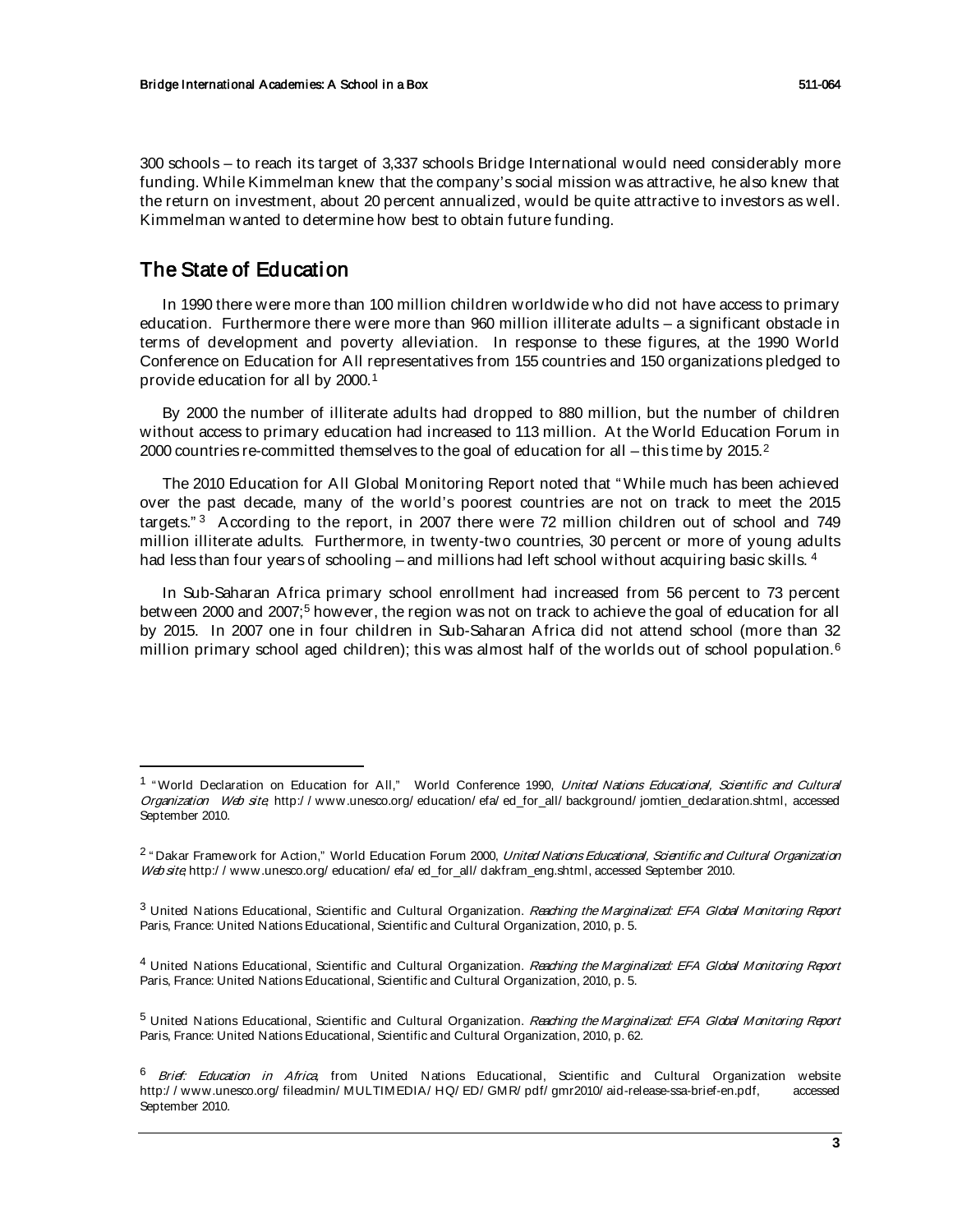300 schools – to reach its target of 3,337 schools Bridge International would need considerably more funding. While Kimmelman knew that the company's social mission was attractive, he also knew that the return on investment, about 20 percent annualized, would be quite attractive to investors as well. Kimmelman wanted to determine how best to obtain future funding.

## The State of Education

In 1990 there were more than 100 million children worldwide who did not have access to primary education. Furthermore there were more than 960 million illiterate adults – a significant obstacle in terms of development and poverty alleviation. In response to these figures, at the 1990 World Conference on Education for All representatives from 155 countries and 150 organizations pledged to provide education for all by 2000.[1]

By 2000 the number of illiterate adults had dropped to 880 million, but the number of children without access to primary education had increased to 113 million. At the World Education Forum in 2000 countries re-committed themselves to the goal of education for all – this time by 2015.[2]

The 2010 Education for All Global Monitoring Report noted that "While much has been achieved over the past decade, many of the world's poorest countries are not on track to meet the 2015 targets."[3] According to the report, in 2007 there were 72 million children out of school and 749 million illiterate adults. Furthermore, in twenty-two countries, 30 percent or more of young adults had less than four years of schooling – and millions had left school without acquiring basic skills.[4]

In Sub-Saharan Africa primary school enrollment had increased from 56 percent to 73 percent between 2000 and 2007;[5] however, the region was not on track to achieve the goal of education for all by 2015. In 2007 one in four children in Sub-Saharan Africa did not attend school (more than 32 million primary school aged children); this was almost half of the worlds out of school population.[6]

---

[1] "World Declaration on Education for All," World Conference 1990, *United Nations Educational, Scientific and Cultural Organization Web site*, http://www.unesco.org/education/efa/ed_for_all/background/jomtien_declaration.shtml, accessed September 2010.

[2] "Dakar Framework for Action," World Education Forum 2000, *United Nations Educational, Scientific and Cultural Organization Web site*, http://www.unesco.org/education/efa/ed_for_all/dakfram_eng.shtml, accessed September 2010.

[3] United Nations Educational, Scientific and Cultural Organization. *Reaching the Marginalized: EFA Global Monitoring Report* Paris, France: United Nations Educational, Scientific and Cultural Organization, 2010, p. 5.

[4] United Nations Educational, Scientific and Cultural Organization. *Reaching the Marginalized: EFA Global Monitoring Report* Paris, France: United Nations Educational, Scientific and Cultural Organization, 2010, p. 5.

[5] United Nations Educational, Scientific and Cultural Organization. *Reaching the Marginalized: EFA Global Monitoring Report* Paris, France: United Nations Educational, Scientific and Cultural Organization, 2010, p. 62.

[6] *Brief: Education in Africa*, from United Nations Educational, Scientific and Cultural Organization website http://www.unesco.org/fileadmin/MULTIMEDIA/HQ/ED/GMR/pdf/gmr2010/aid-release-ssa-brief-en.pdf, accessed September 2010.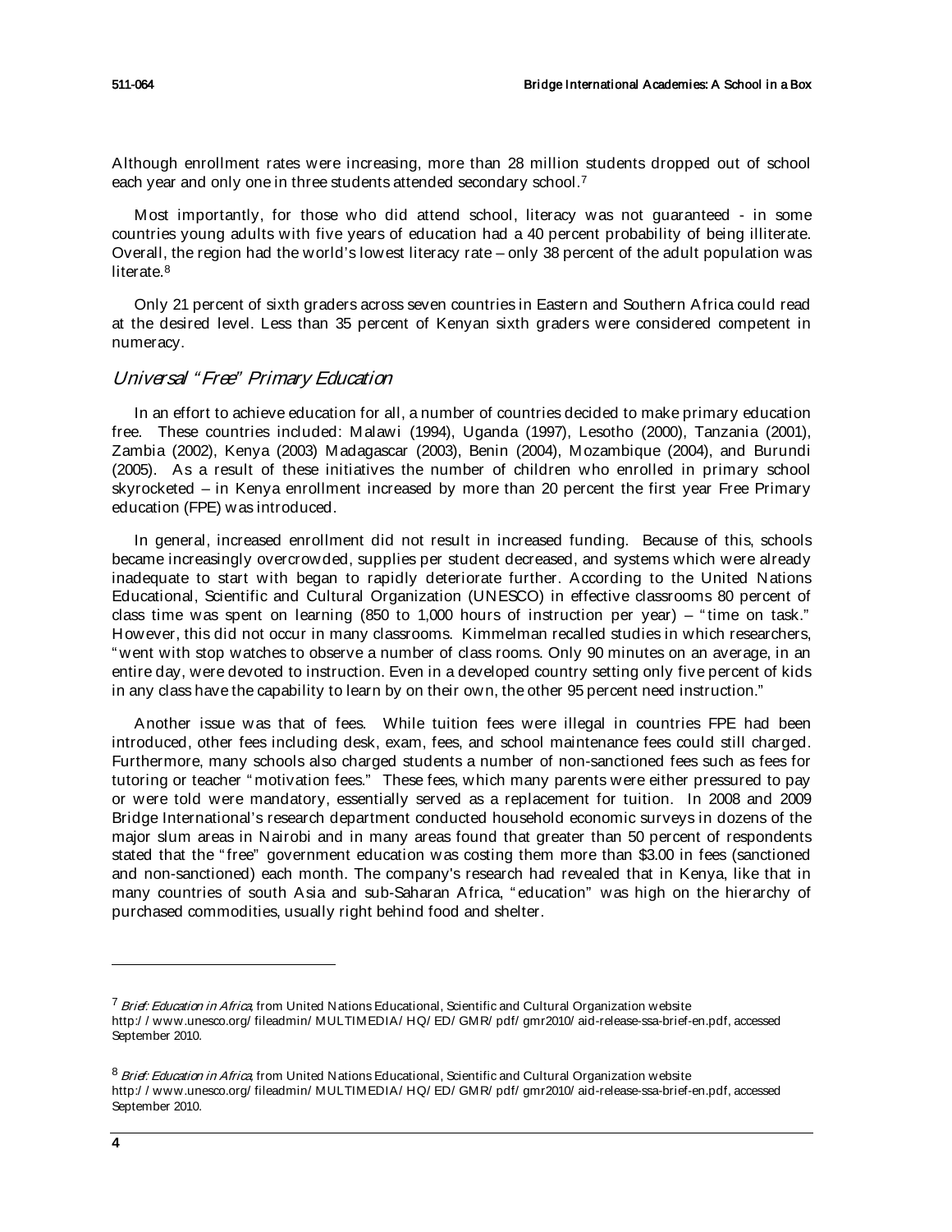Although enrollment rates were increasing, more than 28 million students dropped out of school each year and only one in three students attended secondary school.[7]

Most importantly, for those who did attend school, literacy was not guaranteed - in some countries young adults with five years of education had a 40 percent probability of being illiterate. Overall, the region had the world's lowest literacy rate – only 38 percent of the adult population was literate.[8]

Only 21 percent of sixth graders across seven countries in Eastern and Southern Africa could read at the desired level. Less than 35 percent of Kenyan sixth graders were considered competent in numeracy.

## *Universal "Free" Primary Education*

In an effort to achieve education for all, a number of countries decided to make primary education free. These countries included: Malawi (1994), Uganda (1997), Lesotho (2000), Tanzania (2001), Zambia (2002), Kenya (2003) Madagascar (2003), Benin (2004), Mozambique (2004), and Burundi (2005). As a result of these initiatives the number of children who enrolled in primary school skyrocketed – in Kenya enrollment increased by more than 20 percent the first year Free Primary education (FPE) was introduced.

In general, increased enrollment did not result in increased funding. Because of this, schools became increasingly overcrowded, supplies per student decreased, and systems which were already inadequate to start with began to rapidly deteriorate further. According to the United Nations Educational, Scientific and Cultural Organization (UNESCO) in effective classrooms 80 percent of class time was spent on learning (850 to 1,000 hours of instruction per year) – "time on task." However, this did not occur in many classrooms. Kimmelman recalled studies in which researchers, "went with stop watches to observe a number of class rooms. Only 90 minutes on an average, in an entire day, were devoted to instruction. Even in a developed country setting only five percent of kids in any class have the capability to learn by on their own, the other 95 percent need instruction."

Another issue was that of fees. While tuition fees were illegal in countries FPE had been introduced, other fees including desk, exam, fees, and school maintenance fees could still charged. Furthermore, many schools also charged students a number of non-sanctioned fees such as fees for tutoring or teacher "motivation fees." These fees, which many parents were either pressured to pay or were told were mandatory, essentially served as a replacement for tuition. In 2008 and 2009 Bridge International's research department conducted household economic surveys in dozens of the major slum areas in Nairobi and in many areas found that greater than 50 percent of respondents stated that the "free" government education was costing them more than \$3.00 in fees (sanctioned and non-sanctioned) each month. The company's research had revealed that in Kenya, like that in many countries of south Asia and sub-Saharan Africa, "education" was high on the hierarchy of purchased commodities, usually right behind food and shelter.

---

[7] *Brief: Education in Africa*, from United Nations Educational, Scientific and Cultural Organization website http://www.unesco.org/fileadmin/MULTIMEDIA/HQ/ED/GMR/pdf/gmr2010/aid-release-ssa-brief-en.pdf, accessed September 2010.

[8] *Brief: Education in Africa*, from United Nations Educational, Scientific and Cultural Organization website http://www.unesco.org/fileadmin/MULTIMEDIA/HQ/ED/GMR/pdf/gmr2010/aid-release-ssa-brief-en.pdf, accessed September 2010.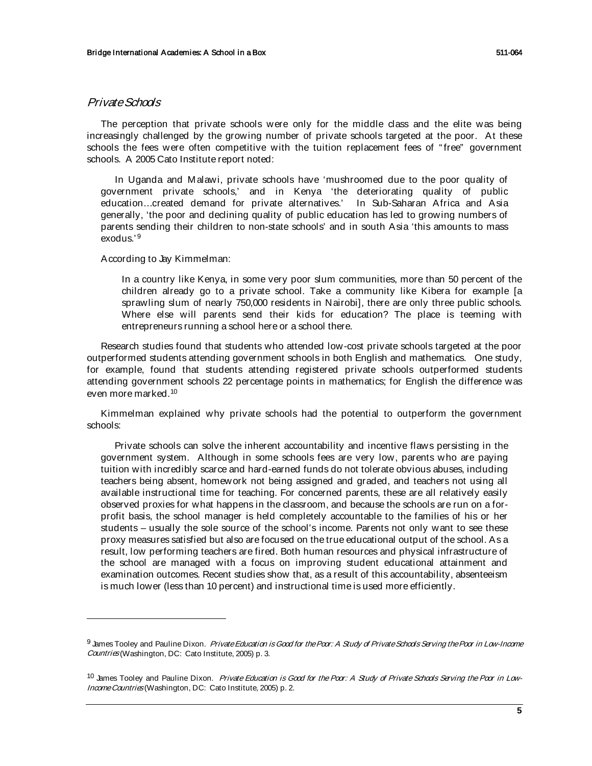## *Private Schools*

The perception that private schools were only for the middle class and the elite was being increasingly challenged by the growing number of private schools targeted at the poor. At these schools the fees were often competitive with the tuition replacement fees of "free" government schools. A 2005 Cato Institute report noted:

> In Uganda and Malawi, private schools have 'mushroomed due to the poor quality of government private schools,' and in Kenya 'the deteriorating quality of public education…created demand for private alternatives.' In Sub-Saharan Africa and Asia generally, 'the poor and declining quality of public education has led to growing numbers of parents sending their children to non-state schools' and in south Asia 'this amounts to mass exodus.'[9]

According to Jay Kimmelman:

> In a country like Kenya, in some very poor slum communities, more than 50 percent of the children already go to a private school. Take a community like Kibera for example [a sprawling slum of nearly 750,000 residents in Nairobi], there are only three public schools. Where else will parents send their kids for education? The place is teeming with entrepreneurs running a school here or a school there.

Research studies found that students who attended low-cost private schools targeted at the poor outperformed students attending government schools in both English and mathematics. One study, for example, found that students attending registered private schools outperformed students attending government schools 22 percentage points in mathematics; for English the difference was even more marked.[10]

Kimmelman explained why private schools had the potential to outperform the government schools:

> Private schools can solve the inherent accountability and incentive flaws persisting in the government system. Although in some schools fees are very low, parents who are paying tuition with incredibly scarce and hard-earned funds do not tolerate obvious abuses, including teachers being absent, homework not being assigned and graded, and teachers not using all available instructional time for teaching. For concerned parents, these are all relatively easily observed proxies for what happens in the classroom, and because the schools are run on a for-profit basis, the school manager is held completely accountable to the families of his or her students – usually the sole source of the school's income. Parents not only want to see these proxy measures satisfied but also are focused on the true educational output of the school. As a result, low performing teachers are fired. Both human resources and physical infrastructure of the school are managed with a focus on improving student educational attainment and examination outcomes. Recent studies show that, as a result of this accountability, absenteeism is much lower (less than 10 percent) and instructional time is used more efficiently.

---

[9] James Tooley and Pauline Dixon. *Private Education is Good for the Poor: A Study of Private Schools Serving the Poor in Low-Income Countries* (Washington, DC: Cato Institute, 2005) p. 3.

[10] James Tooley and Pauline Dixon. *Private Education is Good for the Poor: A Study of Private Schools Serving the Poor in Low-Income Countries* (Washington, DC: Cato Institute, 2005) p. 2.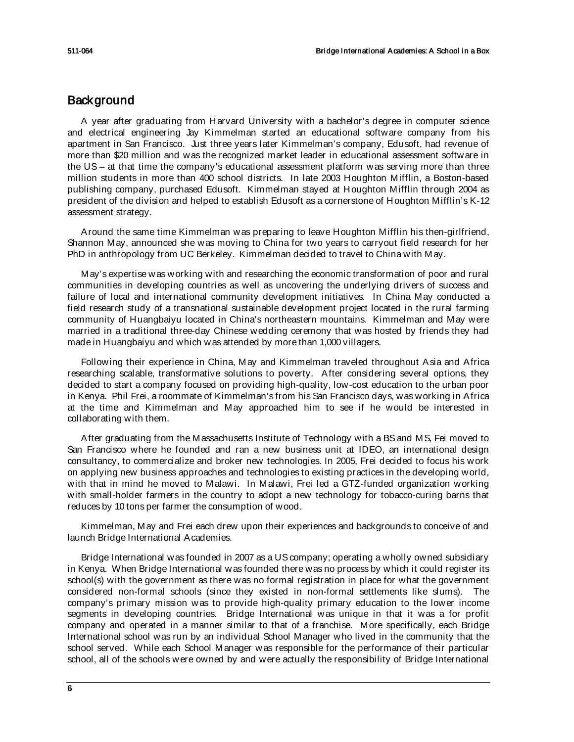## Background

A year after graduating from Harvard University with a bachelor's degree in computer science and electrical engineering Jay Kimmelman started an educational software company from his apartment in San Francisco. Just three years later Kimmelman's company, Edusoft, had revenue of more than $20 million and was the recognized market leader in educational assessment software in the US – at that time the company's educational assessment platform was serving more than three million students in more than 400 school districts. In late 2003 Houghton Mifflin, a Boston-based publishing company, purchased Edusoft. Kimmelman stayed at Houghton Mifflin through 2004 as president of the division and helped to establish Edusoft as a cornerstone of Houghton Mifflin's K-12 assessment strategy.

Around the same time Kimmelman was preparing to leave Houghton Mifflin his then-girlfriend, Shannon May, announced she was moving to China for two years to carryout field research for her PhD in anthropology from UC Berkeley. Kimmelman decided to travel to China with May.

May's expertise was working with and researching the economic transformation of poor and rural communities in developing countries as well as uncovering the underlying drivers of success and failure of local and international community development initiatives. In China May conducted a field research study of a transnational sustainable development project located in the rural farming community of Huangbaiyu located in China's northeastern mountains. Kimmelman and May were married in a traditional three-day Chinese wedding ceremony that was hosted by friends they had made in Huangbaiyu and which was attended by more than 1,000 villagers.

Following their experience in China, May and Kimmelman traveled throughout Asia and Africa researching scalable, transformative solutions to poverty. After considering several options, they decided to start a company focused on providing high-quality, low-cost education to the urban poor in Kenya. Phil Frei, a roommate of Kimmelman's from his San Francisco days, was working in Africa at the time and Kimmelman and May approached him to see if he would be interested in collaborating with them.

After graduating from the Massachusetts Institute of Technology with a BS and MS, Fei moved to San Francisco where he founded and ran a new business unit at IDEO, an international design consultancy, to commercialize and broker new technologies. In 2005, Frei decided to focus his work on applying new business approaches and technologies to existing practices in the developing world, with that in mind he moved to Malawi. In Malawi, Frei led a GTZ-funded organization working with small-holder farmers in the country to adopt a new technology for tobacco-curing barns that reduces by 10 tons per farmer the consumption of wood.

Kimmelman, May and Frei each drew upon their experiences and backgrounds to conceive of and launch Bridge International Academies.

Bridge International was founded in 2007 as a US company; operating a wholly owned subsidiary in Kenya. When Bridge International was founded there was no process by which it could register its school(s) with the government as there was no formal registration in place for what the government considered non-formal schools (since they existed in non-formal settlements like slums). The company's primary mission was to provide high-quality primary education to the lower income segments in developing countries. Bridge International was unique in that it was a for profit company and operated in a manner similar to that of a franchise. More specifically, each Bridge International school was run by an individual School Manager who lived in the community that the school served. While each School Manager was responsible for the performance of their particular school, all of the schools were owned by and were actually the responsibility of Bridge International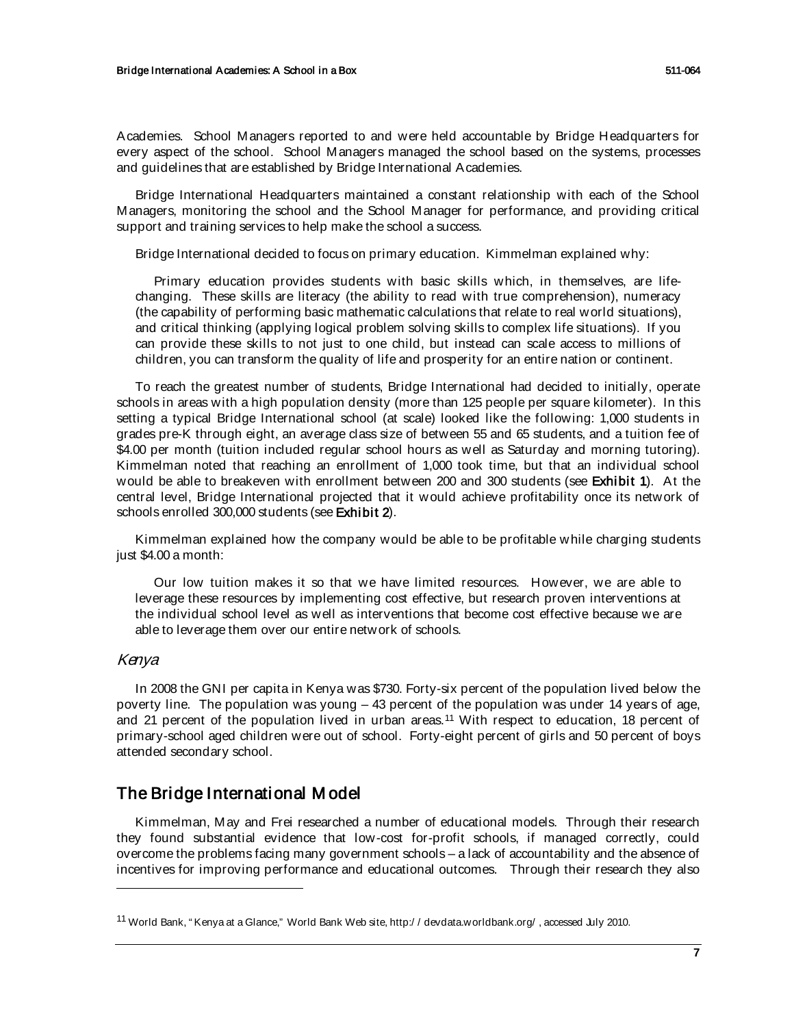Academies. School Managers reported to and were held accountable by Bridge Headquarters for every aspect of the school. School Managers managed the school based on the systems, processes and guidelines that are established by Bridge International Academies.

Bridge International Headquarters maintained a constant relationship with each of the School Managers, monitoring the school and the School Manager for performance, and providing critical support and training services to help make the school a success.

Bridge International decided to focus on primary education. Kimmelman explained why:

> Primary education provides students with basic skills which, in themselves, are life-changing. These skills are literacy (the ability to read with true comprehension), numeracy (the capability of performing basic mathematic calculations that relate to real world situations), and critical thinking (applying logical problem solving skills to complex life situations). If you can provide these skills to not just to one child, but instead can scale access to millions of children, you can transform the quality of life and prosperity for an entire nation or continent.

To reach the greatest number of students, Bridge International had decided to initially, operate schools in areas with a high population density (more than 125 people per square kilometer). In this setting a typical Bridge International school (at scale) looked like the following: 1,000 students in grades pre-K through eight, an average class size of between 55 and 65 students, and a tuition fee of $4.00 per month (tuition included regular school hours as well as Saturday and morning tutoring). Kimmelman noted that reaching an enrollment of 1,000 took time, but that an individual school would be able to breakeven with enrollment between 200 and 300 students (see **Exhibit 1**). At the central level, Bridge International projected that it would achieve profitability once its network of schools enrolled 300,000 students (see **Exhibit 2**).

Kimmelman explained how the company would be able to be profitable while charging students just $4.00 a month:

> Our low tuition makes it so that we have limited resources. However, we are able to leverage these resources by implementing cost effective, but research proven interventions at the individual school level as well as interventions that become cost effective because we are able to leverage them over our entire network of schools.

### *Kenya*

In 2008 the GNI per capita in Kenya was $730. Forty-six percent of the population lived below the poverty line. The population was young – 43 percent of the population was under 14 years of age, and 21 percent of the population lived in urban areas.[11] With respect to education, 18 percent of primary-school aged children were out of school. Forty-eight percent of girls and 50 percent of boys attended secondary school.

## The Bridge International Model

Kimmelman, May and Frei researched a number of educational models. Through their research they found substantial evidence that low-cost for-profit schools, if managed correctly, could overcome the problems facing many government schools – a lack of accountability and the absence of incentives for improving performance and educational outcomes. Through their research they also

---

[11] World Bank, "Kenya at a Glance," World Bank Web site, http://devdata.worldbank.org/, accessed July 2010.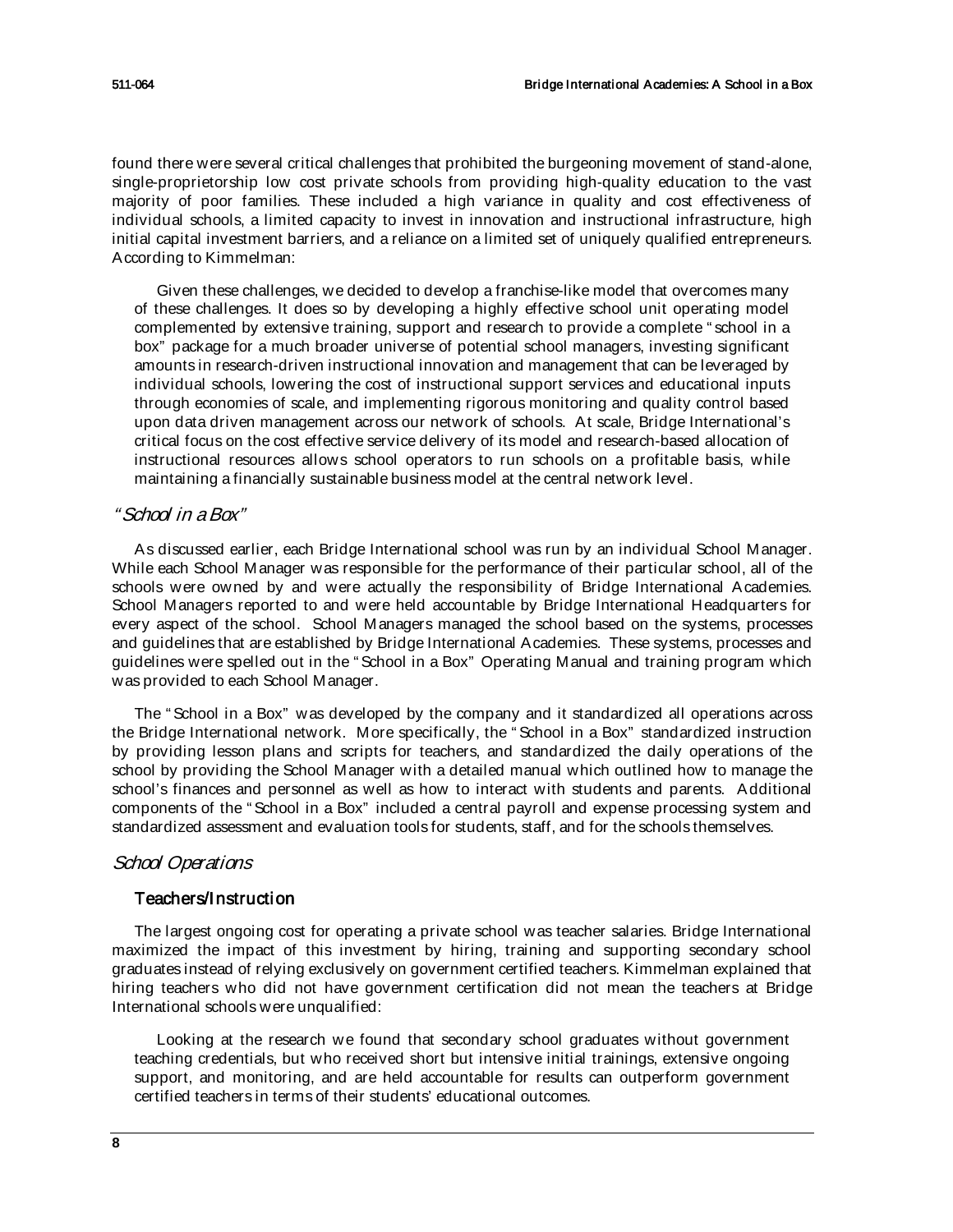found there were several critical challenges that prohibited the burgeoning movement of stand-alone, single-proprietorship low cost private schools from providing high-quality education to the vast majority of poor families. These included a high variance in quality and cost effectiveness of individual schools, a limited capacity to invest in innovation and instructional infrastructure, high initial capital investment barriers, and a reliance on a limited set of uniquely qualified entrepreneurs. According to Kimmelman:

> Given these challenges, we decided to develop a franchise-like model that overcomes many of these challenges. It does so by developing a highly effective school unit operating model complemented by extensive training, support and research to provide a complete "school in a box" package for a much broader universe of potential school managers, investing significant amounts in research-driven instructional innovation and management that can be leveraged by individual schools, lowering the cost of instructional support services and educational inputs through economies of scale, and implementing rigorous monitoring and quality control based upon data driven management across our network of schools. At scale, Bridge International's critical focus on the cost effective service delivery of its model and research-based allocation of instructional resources allows school operators to run schools on a profitable basis, while maintaining a financially sustainable business model at the central network level.

## *"School in a Box"*

As discussed earlier, each Bridge International school was run by an individual School Manager. While each School Manager was responsible for the performance of their particular school, all of the schools were owned by and were actually the responsibility of Bridge International Academies. School Managers reported to and were held accountable by Bridge International Headquarters for every aspect of the school. School Managers managed the school based on the systems, processes and guidelines that are established by Bridge International Academies. These systems, processes and guidelines were spelled out in the "School in a Box" Operating Manual and training program which was provided to each School Manager.

The "School in a Box" was developed by the company and it standardized all operations across the Bridge International network. More specifically, the "School in a Box" standardized instruction by providing lesson plans and scripts for teachers, and standardized the daily operations of the school by providing the School Manager with a detailed manual which outlined how to manage the school's finances and personnel as well as how to interact with students and parents. Additional components of the "School in a Box" included a central payroll and expense processing system and standardized assessment and evaluation tools for students, staff, and for the schools themselves.

## *School Operations*

### Teachers/Instruction

The largest ongoing cost for operating a private school was teacher salaries. Bridge International maximized the impact of this investment by hiring, training and supporting secondary school graduates instead of relying exclusively on government certified teachers. Kimmelman explained that hiring teachers who did not have government certification did not mean the teachers at Bridge International schools were unqualified:

> Looking at the research we found that secondary school graduates without government teaching credentials, but who received short but intensive initial trainings, extensive ongoing support, and monitoring, and are held accountable for results can outperform government certified teachers in terms of their students' educational outcomes.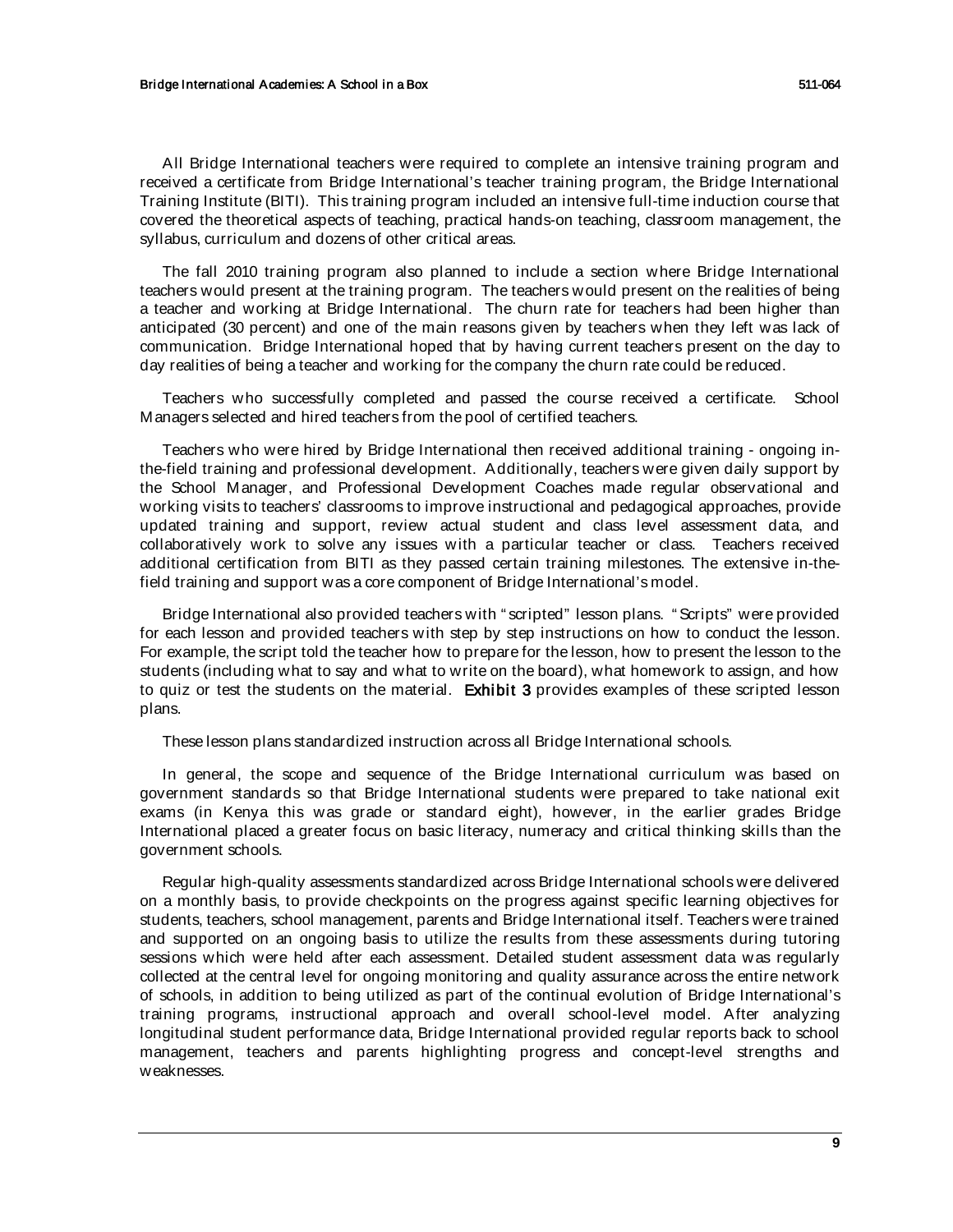All Bridge International teachers were required to complete an intensive training program and received a certificate from Bridge International's teacher training program, the Bridge International Training Institute (BITI). This training program included an intensive full-time induction course that covered the theoretical aspects of teaching, practical hands-on teaching, classroom management, the syllabus, curriculum and dozens of other critical areas.

The fall 2010 training program also planned to include a section where Bridge International teachers would present at the training program. The teachers would present on the realities of being a teacher and working at Bridge International. The churn rate for teachers had been higher than anticipated (30 percent) and one of the main reasons given by teachers when they left was lack of communication. Bridge International hoped that by having current teachers present on the day to day realities of being a teacher and working for the company the churn rate could be reduced.

Teachers who successfully completed and passed the course received a certificate. School Managers selected and hired teachers from the pool of certified teachers.

Teachers who were hired by Bridge International then received additional training - ongoing in-the-field training and professional development. Additionally, teachers were given daily support by the School Manager, and Professional Development Coaches made regular observational and working visits to teachers' classrooms to improve instructional and pedagogical approaches, provide updated training and support, review actual student and class level assessment data, and collaboratively work to solve any issues with a particular teacher or class. Teachers received additional certification from BITI as they passed certain training milestones. The extensive in-the-field training and support was a core component of Bridge International's model.

Bridge International also provided teachers with "scripted" lesson plans. "Scripts" were provided for each lesson and provided teachers with step by step instructions on how to conduct the lesson. For example, the script told the teacher how to prepare for the lesson, how to present the lesson to the students (including what to say and what to write on the board), what homework to assign, and how to quiz or test the students on the material. **Exhibit 3** provides examples of these scripted lesson plans.

These lesson plans standardized instruction across all Bridge International schools.

In general, the scope and sequence of the Bridge International curriculum was based on government standards so that Bridge International students were prepared to take national exit exams (in Kenya this was grade or standard eight), however, in the earlier grades Bridge International placed a greater focus on basic literacy, numeracy and critical thinking skills than the government schools.

Regular high-quality assessments standardized across Bridge International schools were delivered on a monthly basis, to provide checkpoints on the progress against specific learning objectives for students, teachers, school management, parents and Bridge International itself. Teachers were trained and supported on an ongoing basis to utilize the results from these assessments during tutoring sessions which were held after each assessment. Detailed student assessment data was regularly collected at the central level for ongoing monitoring and quality assurance across the entire network of schools, in addition to being utilized as part of the continual evolution of Bridge International's training programs, instructional approach and overall school-level model. After analyzing longitudinal student performance data, Bridge International provided regular reports back to school management, teachers and parents highlighting progress and concept-level strengths and weaknesses.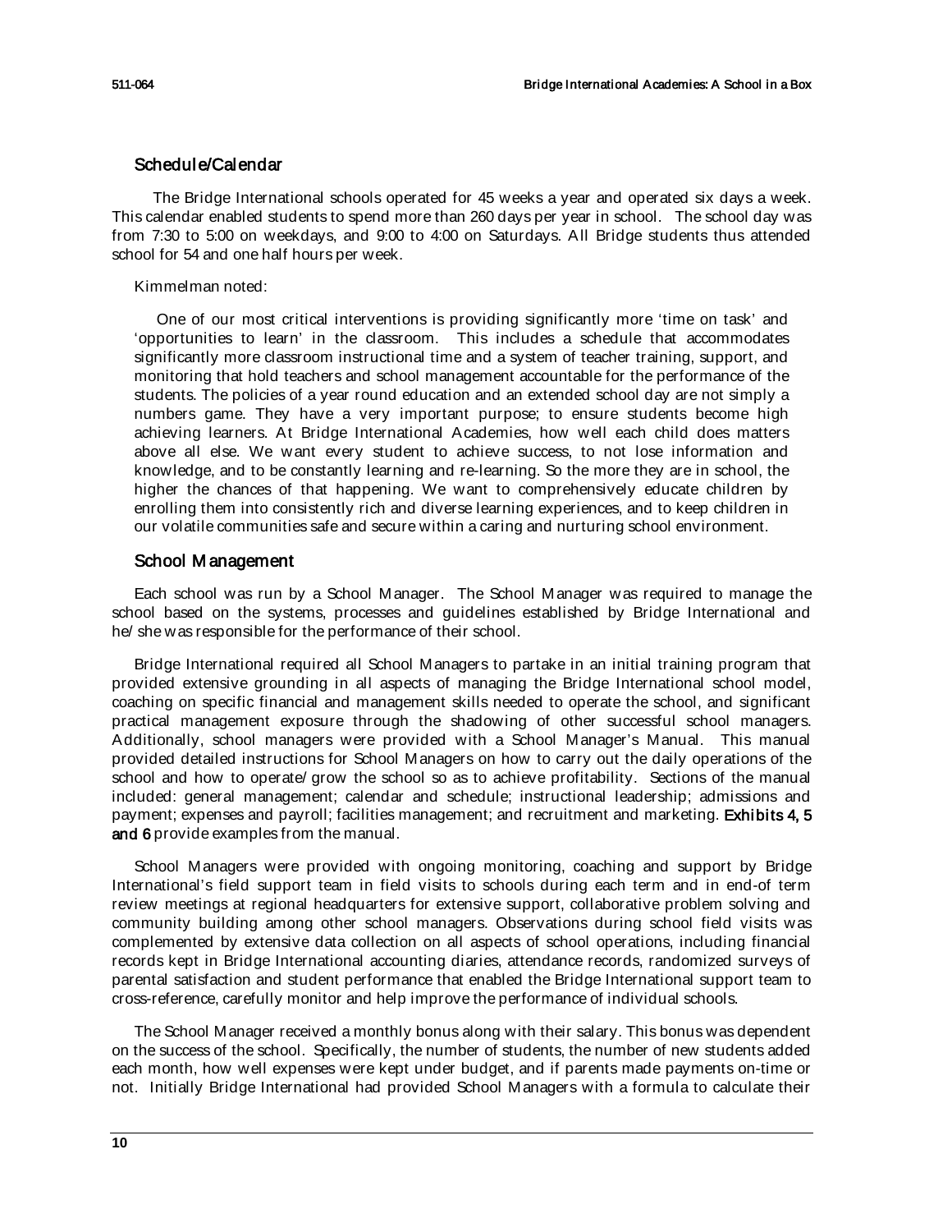## Schedule/Calendar

The Bridge International schools operated for 45 weeks a year and operated six days a week. This calendar enabled students to spend more than 260 days per year in school. The school day was from 7:30 to 5:00 on weekdays, and 9:00 to 4:00 on Saturdays. All Bridge students thus attended school for 54 and one half hours per week.

Kimmelman noted:

> One of our most critical interventions is providing significantly more 'time on task' and 'opportunities to learn' in the classroom. This includes a schedule that accommodates significantly more classroom instructional time and a system of teacher training, support, and monitoring that hold teachers and school management accountable for the performance of the students. The policies of a year round education and an extended school day are not simply a numbers game. They have a very important purpose; to ensure students become high achieving learners. At Bridge International Academies, how well each child does matters above all else. We want every student to achieve success, to not lose information and knowledge, and to be constantly learning and re-learning. So the more they are in school, the higher the chances of that happening. We want to comprehensively educate children by enrolling them into consistently rich and diverse learning experiences, and to keep children in our volatile communities safe and secure within a caring and nurturing school environment.

## School Management

Each school was run by a School Manager. The School Manager was required to manage the school based on the systems, processes and guidelines established by Bridge International and he/she was responsible for the performance of their school.

Bridge International required all School Managers to partake in an initial training program that provided extensive grounding in all aspects of managing the Bridge International school model, coaching on specific financial and management skills needed to operate the school, and significant practical management exposure through the shadowing of other successful school managers. Additionally, school managers were provided with a School Manager's Manual. This manual provided detailed instructions for School Managers on how to carry out the daily operations of the school and how to operate/grow the school so as to achieve profitability. Sections of the manual included: general management; calendar and schedule; instructional leadership; admissions and payment; expenses and payroll; facilities management; and recruitment and marketing. **Exhibits 4, 5 and 6** provide examples from the manual.

School Managers were provided with ongoing monitoring, coaching and support by Bridge International's field support team in field visits to schools during each term and in end-of term review meetings at regional headquarters for extensive support, collaborative problem solving and community building among other school managers. Observations during school field visits was complemented by extensive data collection on all aspects of school operations, including financial records kept in Bridge International accounting diaries, attendance records, randomized surveys of parental satisfaction and student performance that enabled the Bridge International support team to cross-reference, carefully monitor and help improve the performance of individual schools.

The School Manager received a monthly bonus along with their salary. This bonus was dependent on the success of the school. Specifically, the number of students, the number of new students added each month, how well expenses were kept under budget, and if parents made payments on-time or not. Initially Bridge International had provided School Managers with a formula to calculate their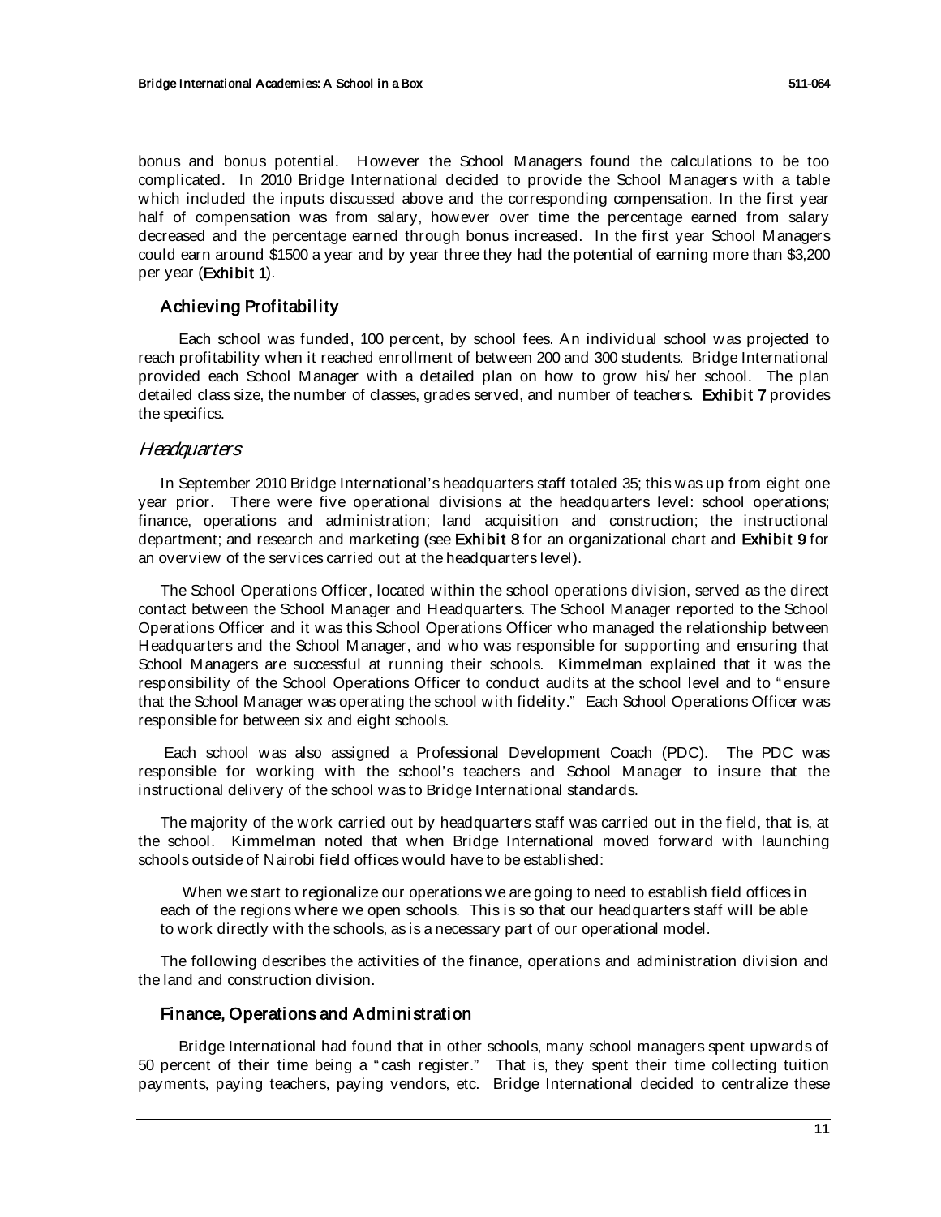bonus and bonus potential. However the School Managers found the calculations to be too complicated. In 2010 Bridge International decided to provide the School Managers with a table which included the inputs discussed above and the corresponding compensation. In the first year half of compensation was from salary, however over time the percentage earned from salary decreased and the percentage earned through bonus increased. In the first year School Managers could earn around $1500 a year and by year three they had the potential of earning more than $3,200 per year (**Exhibit 1**).

## Achieving Profitability

Each school was funded, 100 percent, by school fees. An individual school was projected to reach profitability when it reached enrollment of between 200 and 300 students. Bridge International provided each School Manager with a detailed plan on how to grow his/her school. The plan detailed class size, the number of classes, grades served, and number of teachers. **Exhibit 7** provides the specifics.

### *Headquarters*

In September 2010 Bridge International's headquarters staff totaled 35; this was up from eight one year prior. There were five operational divisions at the headquarters level: school operations; finance, operations and administration; land acquisition and construction; the instructional department; and research and marketing (see **Exhibit 8** for an organizational chart and **Exhibit 9** for an overview of the services carried out at the headquarters level).

The School Operations Officer, located within the school operations division, served as the direct contact between the School Manager and Headquarters. The School Manager reported to the School Operations Officer and it was this School Operations Officer who managed the relationship between Headquarters and the School Manager, and who was responsible for supporting and ensuring that School Managers are successful at running their schools. Kimmelman explained that it was the responsibility of the School Operations Officer to conduct audits at the school level and to "ensure that the School Manager was operating the school with fidelity." Each School Operations Officer was responsible for between six and eight schools.

Each school was also assigned a Professional Development Coach (PDC). The PDC was responsible for working with the school's teachers and School Manager to insure that the instructional delivery of the school was to Bridge International standards.

The majority of the work carried out by headquarters staff was carried out in the field, that is, at the school. Kimmelman noted that when Bridge International moved forward with launching schools outside of Nairobi field offices would have to be established:

> When we start to regionalize our operations we are going to need to establish field offices in each of the regions where we open schools. This is so that our headquarters staff will be able to work directly with the schools, as is a necessary part of our operational model.

The following describes the activities of the finance, operations and administration division and the land and construction division.

## Finance, Operations and Administration

Bridge International had found that in other schools, many school managers spent upwards of 50 percent of their time being a "cash register." That is, they spent their time collecting tuition payments, paying teachers, paying vendors, etc. Bridge International decided to centralize these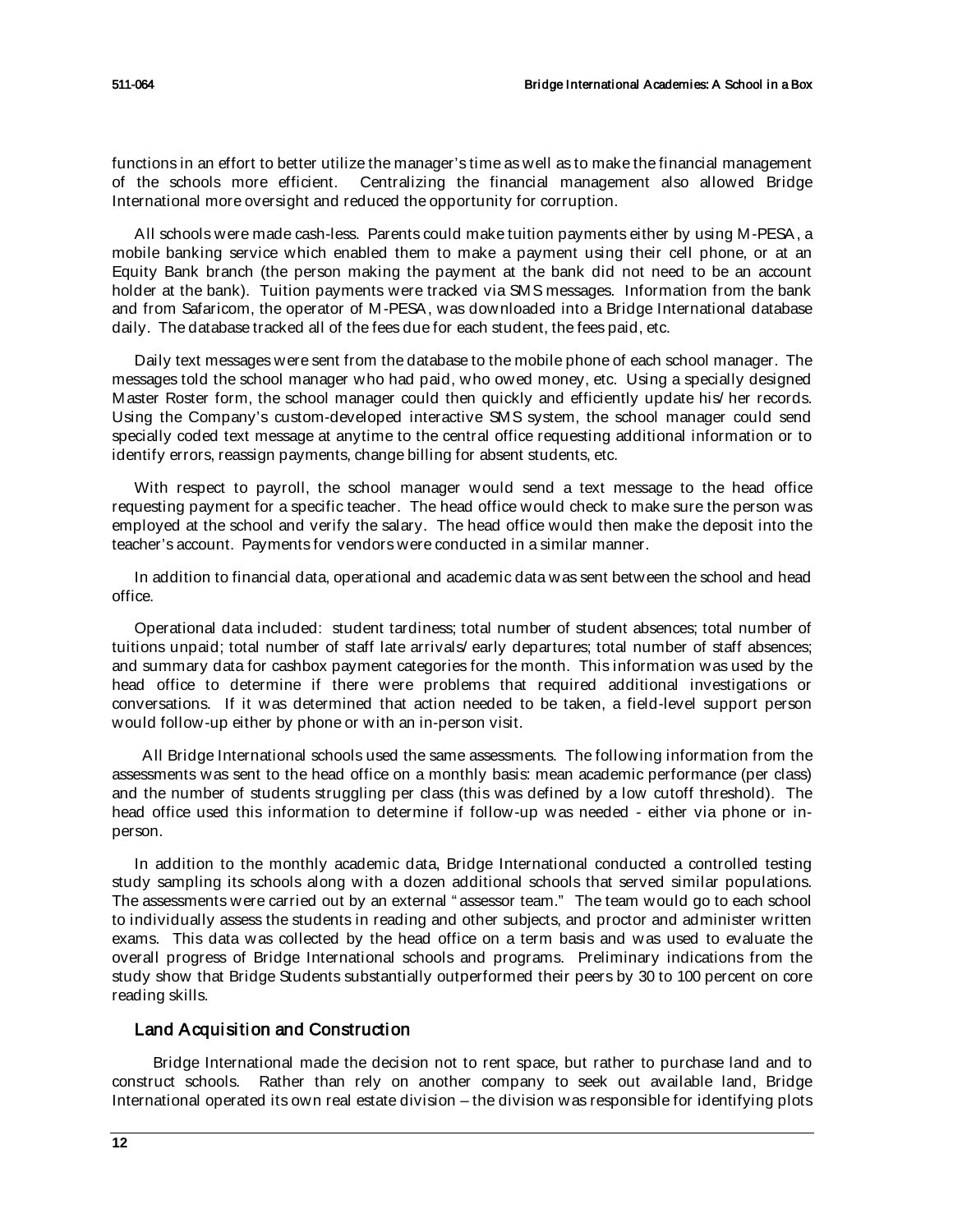functions in an effort to better utilize the manager's time as well as to make the financial management of the schools more efficient. Centralizing the financial management also allowed Bridge International more oversight and reduced the opportunity for corruption.

All schools were made cash-less. Parents could make tuition payments either by using M-PESA, a mobile banking service which enabled them to make a payment using their cell phone, or at an Equity Bank branch (the person making the payment at the bank did not need to be an account holder at the bank). Tuition payments were tracked via SMS messages. Information from the bank and from Safaricom, the operator of M-PESA, was downloaded into a Bridge International database daily. The database tracked all of the fees due for each student, the fees paid, etc.

Daily text messages were sent from the database to the mobile phone of each school manager. The messages told the school manager who had paid, who owed money, etc. Using a specially designed Master Roster form, the school manager could then quickly and efficiently update his/her records. Using the Company's custom-developed interactive SMS system, the school manager could send specially coded text message at anytime to the central office requesting additional information or to identify errors, reassign payments, change billing for absent students, etc.

With respect to payroll, the school manager would send a text message to the head office requesting payment for a specific teacher. The head office would check to make sure the person was employed at the school and verify the salary. The head office would then make the deposit into the teacher's account. Payments for vendors were conducted in a similar manner.

In addition to financial data, operational and academic data was sent between the school and head office.

Operational data included: student tardiness; total number of student absences; total number of tuitions unpaid; total number of staff late arrivals/early departures; total number of staff absences; and summary data for cashbox payment categories for the month. This information was used by the head office to determine if there were problems that required additional investigations or conversations. If it was determined that action needed to be taken, a field-level support person would follow-up either by phone or with an in-person visit.

All Bridge International schools used the same assessments. The following information from the assessments was sent to the head office on a monthly basis: mean academic performance (per class) and the number of students struggling per class (this was defined by a low cutoff threshold). The head office used this information to determine if follow-up was needed - either via phone or in-person.

In addition to the monthly academic data, Bridge International conducted a controlled testing study sampling its schools along with a dozen additional schools that served similar populations. The assessments were carried out by an external "assessor team." The team would go to each school to individually assess the students in reading and other subjects, and proctor and administer written exams. This data was collected by the head office on a term basis and was used to evaluate the overall progress of Bridge International schools and programs. Preliminary indications from the study show that Bridge Students substantially outperformed their peers by 30 to 100 percent on core reading skills.

## Land Acquisition and Construction

Bridge International made the decision not to rent space, but rather to purchase land and to construct schools. Rather than rely on another company to seek out available land, Bridge International operated its own real estate division – the division was responsible for identifying plots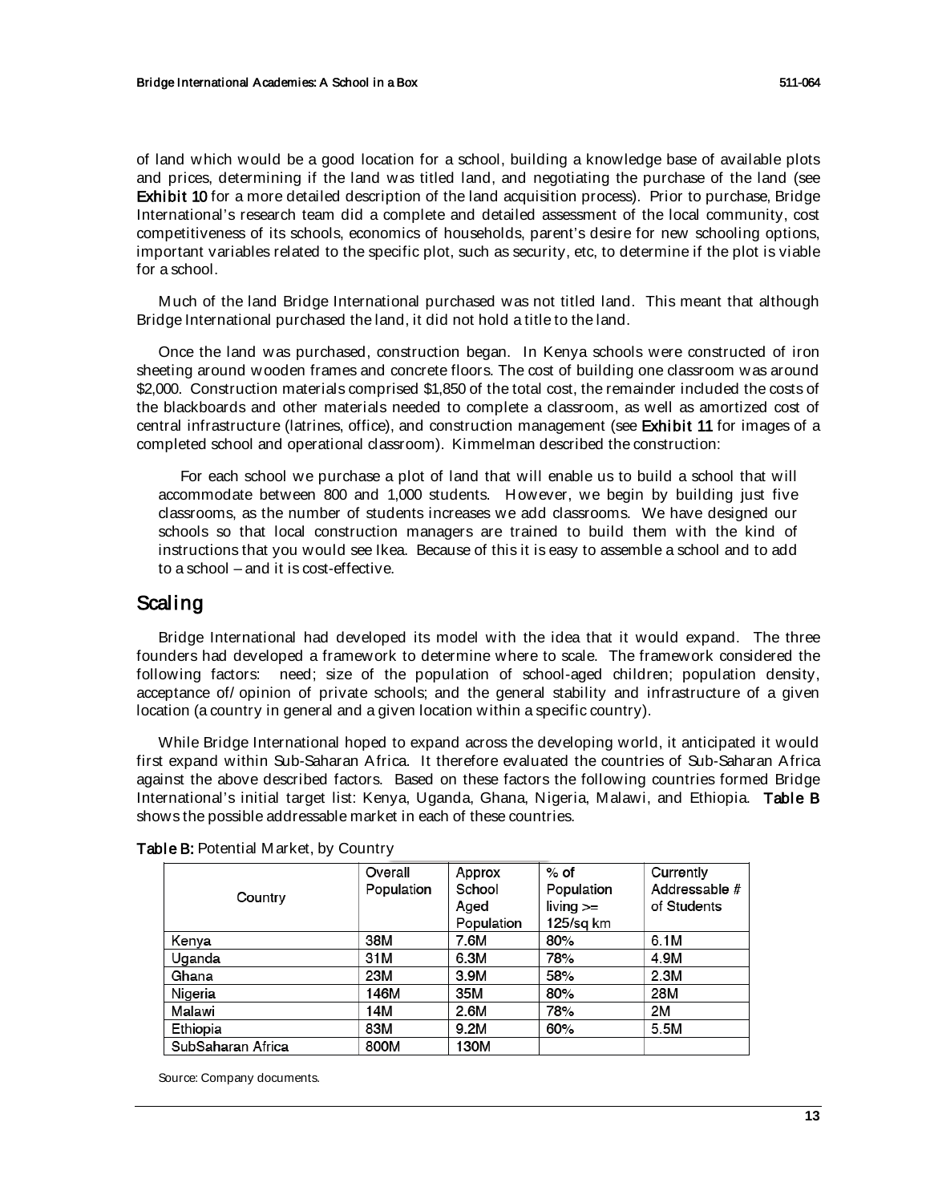of land which would be a good location for a school, building a knowledge base of available plots and prices, determining if the land was titled land, and negotiating the purchase of the land (see **Exhibit 10** for a more detailed description of the land acquisition process). Prior to purchase, Bridge International's research team did a complete and detailed assessment of the local community, cost competitiveness of its schools, economics of households, parent's desire for new schooling options, important variables related to the specific plot, such as security, etc, to determine if the plot is viable for a school.

Much of the land Bridge International purchased was not titled land. This meant that although Bridge International purchased the land, it did not hold a title to the land.

Once the land was purchased, construction began. In Kenya schools were constructed of iron sheeting around wooden frames and concrete floors. The cost of building one classroom was around $2,000. Construction materials comprised $1,850 of the total cost, the remainder included the costs of the blackboards and other materials needed to complete a classroom, as well as amortized cost of central infrastructure (latrines, office), and construction management (see **Exhibit 11** for images of a completed school and operational classroom). Kimmelman described the construction:

> For each school we purchase a plot of land that will enable us to build a school that will accommodate between 800 and 1,000 students. However, we begin by building just five classrooms, as the number of students increases we add classrooms. We have designed our schools so that local construction managers are trained to build them with the kind of instructions that you would see Ikea. Because of this it is easy to assemble a school and to add to a school – and it is cost-effective.

## Scaling

Bridge International had developed its model with the idea that it would expand. The three founders had developed a framework to determine where to scale. The framework considered the following factors: need; size of the population of school-aged children; population density, acceptance of/opinion of private schools; and the general stability and infrastructure of a given location (a country in general and a given location within a specific country).

While Bridge International hoped to expand across the developing world, it anticipated it would first expand within Sub-Saharan Africa. It therefore evaluated the countries of Sub-Saharan Africa against the above described factors. Based on these factors the following countries formed Bridge International's initial target list: Kenya, Uganda, Ghana, Nigeria, Malawi, and Ethiopia. **Table B** shows the possible addressable market in each of these countries.

**Table B:** Potential Market, by Country

| Country | Overall Population | Approx School Aged Population | % of Population living >= 125/sq km | Currently Addressable # of Students |
|---|---|---|---|---|
| Kenya | 38M | 7.6M | 80% | 6.1M |
| Uganda | 31M | 6.3M | 78% | 4.9M |
| Ghana | 23M | 3.9M | 58% | 2.3M |
| Nigeria | 146M | 35M | 80% | 28M |
| Malawi | 14M | 2.6M | 78% | 2M |
| Ethiopia | 83M | 9.2M | 60% | 5.5M |
| SubSaharan Africa | 800M | 130M | | |

Source: Company documents.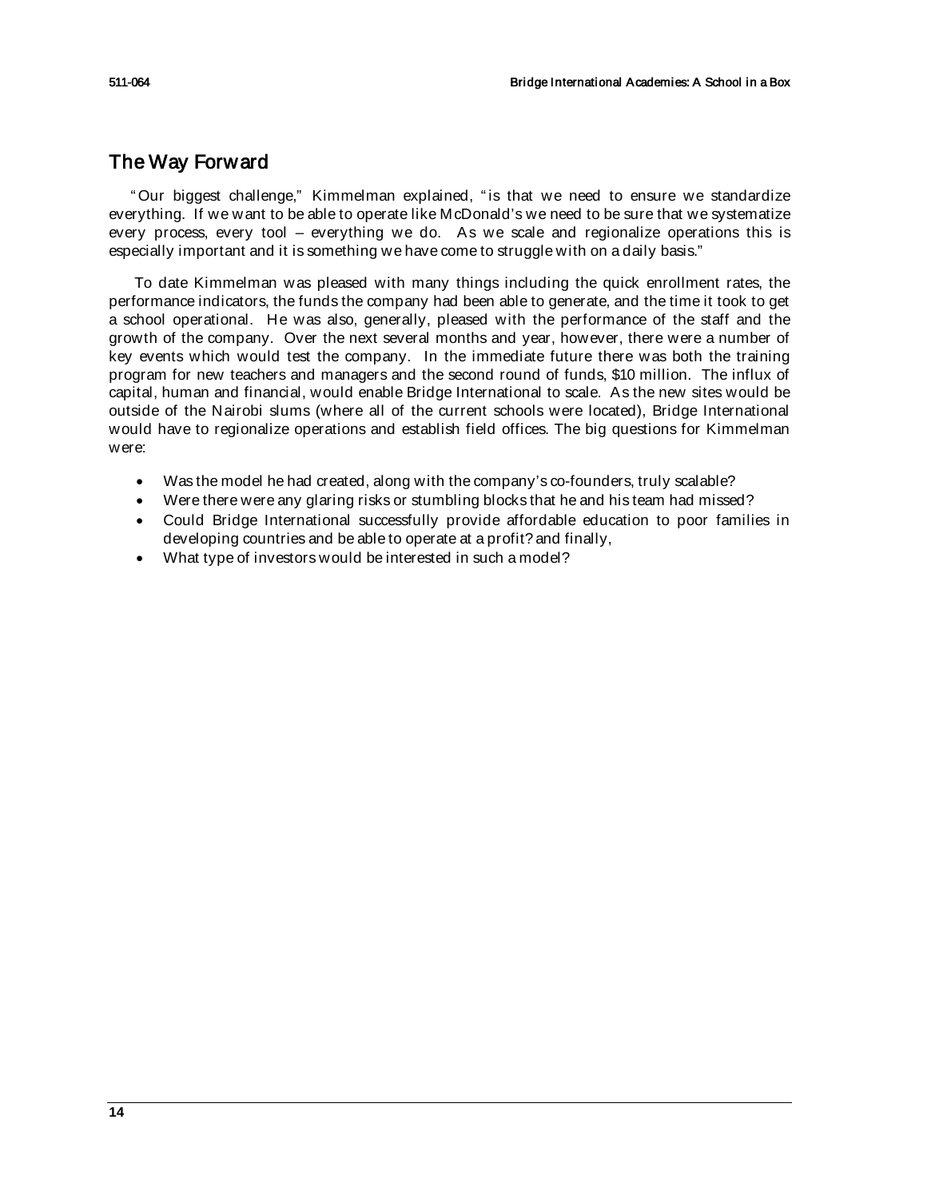## The Way Forward

"Our biggest challenge," Kimmelman explained, "is that we need to ensure we standardize everything. If we want to be able to operate like McDonald's we need to be sure that we systematize every process, every tool – everything we do. As we scale and regionalize operations this is especially important and it is something we have come to struggle with on a daily basis."

To date Kimmelman was pleased with many things including the quick enrollment rates, the performance indicators, the funds the company had been able to generate, and the time it took to get a school operational. He was also, generally, pleased with the performance of the staff and the growth of the company. Over the next several months and year, however, there were a number of key events which would test the company. In the immediate future there was both the training program for new teachers and managers and the second round of funds, $10 million. The influx of capital, human and financial, would enable Bridge International to scale. As the new sites would be outside of the Nairobi slums (where all of the current schools were located), Bridge International would have to regionalize operations and establish field offices. The big questions for Kimmelman were:

- Was the model he had created, along with the company's co-founders, truly scalable?
- Were there were any glaring risks or stumbling blocks that he and his team had missed?
- Could Bridge International successfully provide affordable education to poor families in developing countries and be able to operate at a profit? and finally,
- What type of investors would be interested in such a model?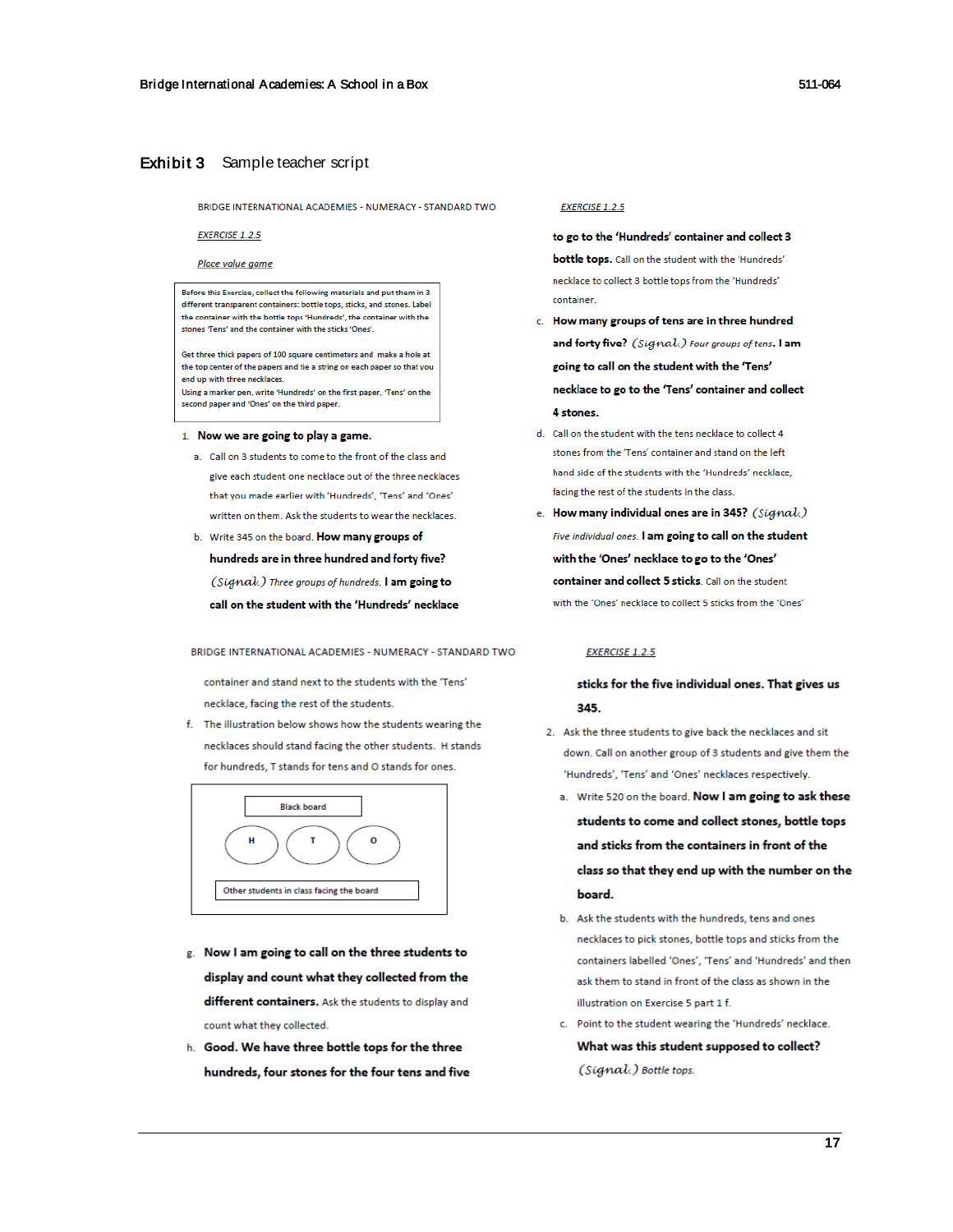## Exhibit 3 Sample teacher script

BRIDGE INTERNATIONAL ACADEMIES - NUMERACY - STANDARD TWO

*EXERCISE 1.2.5*

*Place value game*

> Before this Exercise, collect the following materials and put them in 3 different transparent containers: bottle tops, sticks, and stones. Label the container with the bottle tops 'Hundreds', the container with the stones 'Tens' and the container with the sticks 'Ones'.
>
> Get three thick papers of 100 square centimeters and make a hole at the top center of the papers and tie a string on each paper so that you end up with three necklaces.
> Using a marker pen, write 'Hundreds' on the first paper, 'Tens' on the second paper and 'Ones' on the third paper.

1. **Now we are going to play a game.**
   a. Call on 3 students to come to the front of the class and give each student one necklace out of the three necklaces that you made earlier with 'Hundreds', 'Tens' and 'Ones' written on them. Ask the students to wear the necklaces.
   b. Write 345 on the board. **How many groups of hundreds are in three hundred and forty five?** *(Signal.) Three groups of hundreds.* **I am going to call on the student with the 'Hundreds' necklace to go to the 'Hundreds' container and collect 3 bottle tops.** Call on the student with the 'Hundreds' necklace to collect 3 bottle tops from the 'Hundreds' container.
   c. **How many groups of tens are in three hundred and forty five?** *(Signal.) Four groups of tens.* **I am going to call on the student with the 'Tens' necklace to go to the 'Tens' container and collect 4 stones.**
   d. Call on the student with the tens necklace to collect 4 stones from the 'Tens' container and stand on the left hand side of the students with the 'Hundreds' necklace, facing the rest of the students in the class.
   e. **How many individual ones are in 345?** *(Signal.) Five individual ones.* **I am going to call on the student with the 'Ones' necklace to go to the 'Ones' container and collect 5 sticks.** Call on the student with the 'Ones' necklace to collect 5 sticks from the 'Ones' container and stand next to the students with the 'Tens' necklace, facing the rest of the students.
   f. The illustration below shows how the students wearing the necklaces should stand facing the other students. H stands for hundreds, T stands for tens and O stands for ones.

   Black board

   H　T　O

   Other students in class facing the board

   g. **Now I am going to call on the three students to display and count what they collected from the different containers.** Ask the students to display and count what they collected.
   h. **Good. We have three bottle tops for the three hundreds, four stones for the four tens and five sticks for the five individual ones. That gives us 345.**

2. Ask the three students to give back the necklaces and sit down. Call on another group of 3 students and give them the 'Hundreds', 'Tens' and 'Ones' necklaces respectively.
   a. Write 520 on the board. **Now I am going to ask these students to come and collect stones, bottle tops and sticks from the containers in front of the class so that they end up with the number on the board.**
   b. Ask the students with the hundreds, tens and ones necklaces to pick stones, bottle tops and sticks from the containers labelled 'Ones', 'Tens' and 'Hundreds' and then ask them to stand in front of the class as shown in the illustration on Exercise 5 part 1 f.
   c. Point to the student wearing the 'Hundreds' necklace. **What was this student supposed to collect?** *(Signal.) Bottle tops.*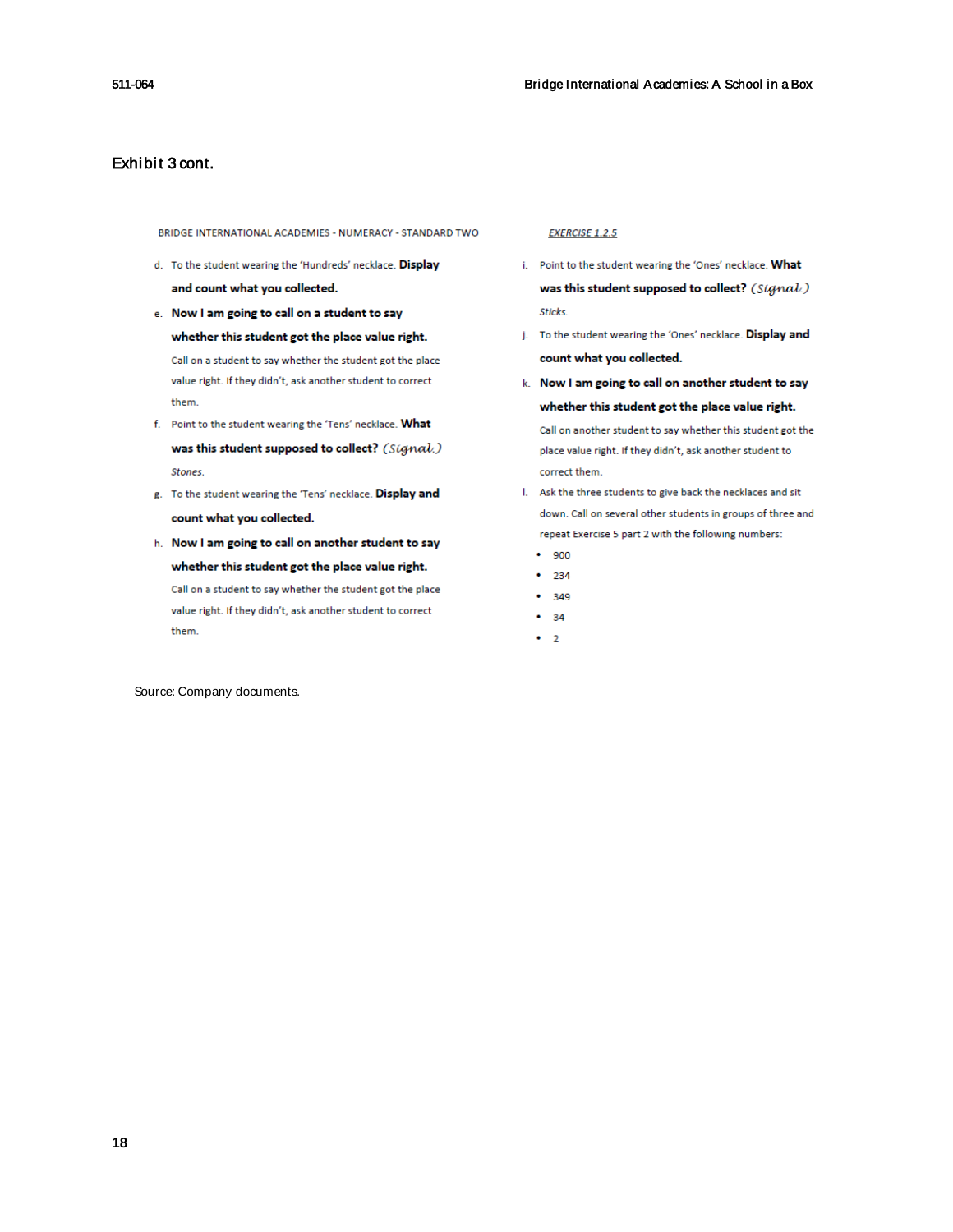## Exhibit 3 cont.

BRIDGE INTERNATIONAL ACADEMIES - NUMERACY - STANDARD TWO

*EXERCISE 1.2.5*

d. To the student wearing the 'Hundreds' necklace. **Display and count what you collected.**

e. **Now I am going to call on a student to say whether this student got the place value right.** Call on a student to say whether the student got the place value right. If they didn't, ask another student to correct them.

f. Point to the student wearing the 'Tens' necklace. **What was this student supposed to collect?** *(Signal.)* *Stones.*

g. To the student wearing the 'Tens' necklace. **Display and count what you collected.**

h. **Now I am going to call on another student to say whether this student got the place value right.** Call on a student to say whether the student got the place value right. If they didn't, ask another student to correct them.

i. Point to the student wearing the 'Ones' necklace. **What was this student supposed to collect?** *(Signal.)* *Sticks.*

j. To the student wearing the 'Ones' necklace. **Display and count what you collected.**

k. **Now I am going to call on another student to say whether this student got the place value right.** Call on another student to say whether this student got the place value right. If they didn't, ask another student to correct them.

l. Ask the three students to give back the necklaces and sit down. Call on several other students in groups of three and repeat Exercise 5 part 2 with the following numbers:

- 900
- 234
- 349
- 34
- 2

Source: Company documents.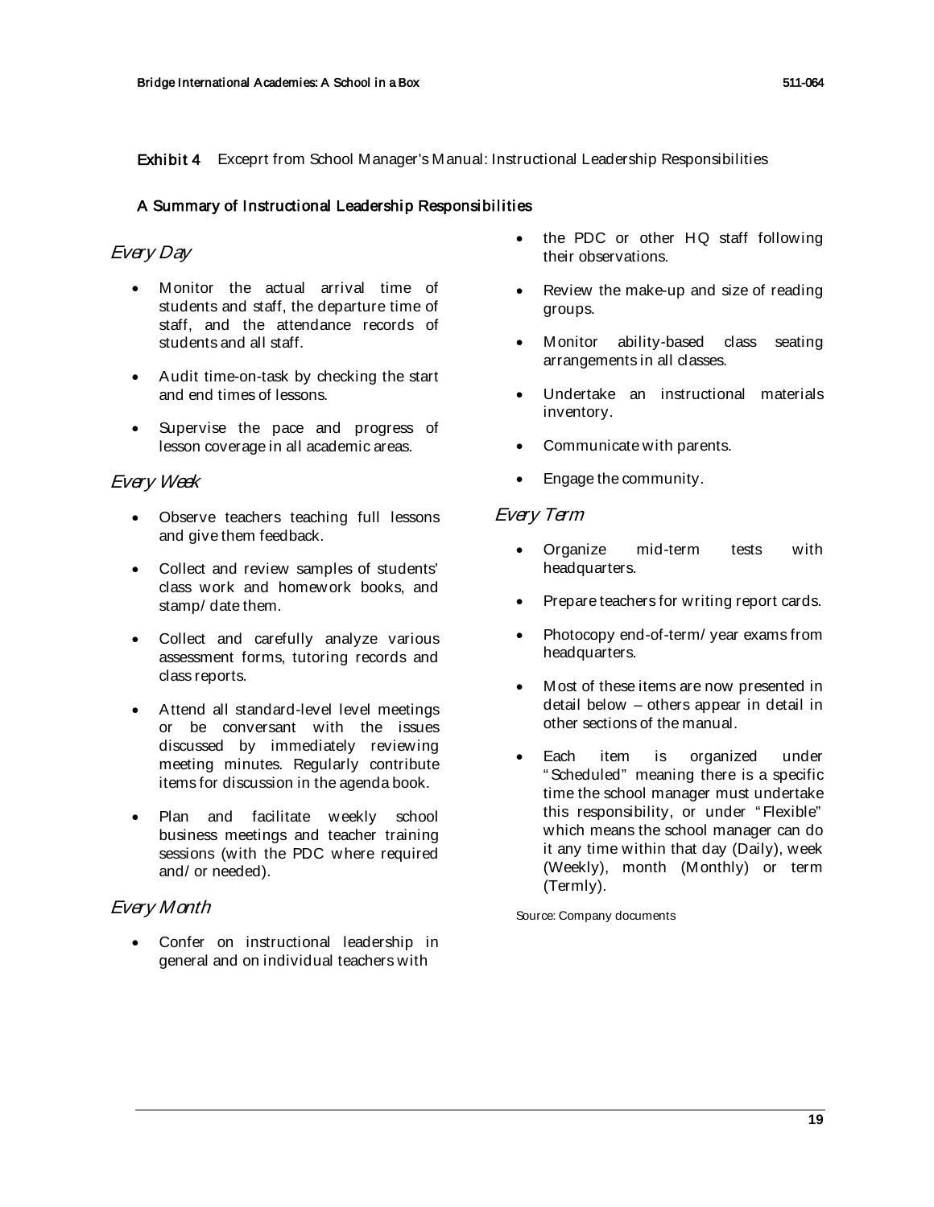**Exhibit 4** Exceprt from School Manager's Manual: Instructional Leadership Responsibilities

**A Summary of Instructional Leadership Responsibilities**

### *Every Day*

- Monitor the actual arrival time of students and staff, the departure time of staff, and the attendance records of students and all staff.
- Audit time-on-task by checking the start and end times of lessons.
- Supervise the pace and progress of lesson coverage in all academic areas.

### *Every Week*

- Observe teachers teaching full lessons and give them feedback.
- Collect and review samples of students' class work and homework books, and stamp/ date them.
- Collect and carefully analyze various assessment forms, tutoring records and class reports.
- Attend all standard-level level meetings or be conversant with the issues discussed by immediately reviewing meeting minutes. Regularly contribute items for discussion in the agenda book.
- Plan and facilitate weekly school business meetings and teacher training sessions (with the PDC where required and/ or needed).

### *Every Month*

- Confer on instructional leadership in general and on individual teachers with the PDC or other HQ staff following their observations.
- Review the make-up and size of reading groups.
- Monitor ability-based class seating arrangements in all classes.
- Undertake an instructional materials inventory.
- Communicate with parents.
- Engage the community.

### *Every Term*

- Organize mid-term tests with headquarters.
- Prepare teachers for writing report cards.
- Photocopy end-of-term/ year exams from headquarters.
- Most of these items are now presented in detail below – others appear in detail in other sections of the manual.
- Each item is organized under "Scheduled" meaning there is a specific time the school manager must undertake this responsibility, or under "Flexible" which means the school manager can do it any time within that day (Daily), week (Weekly), month (Monthly) or term (Termly).

Source: Company documents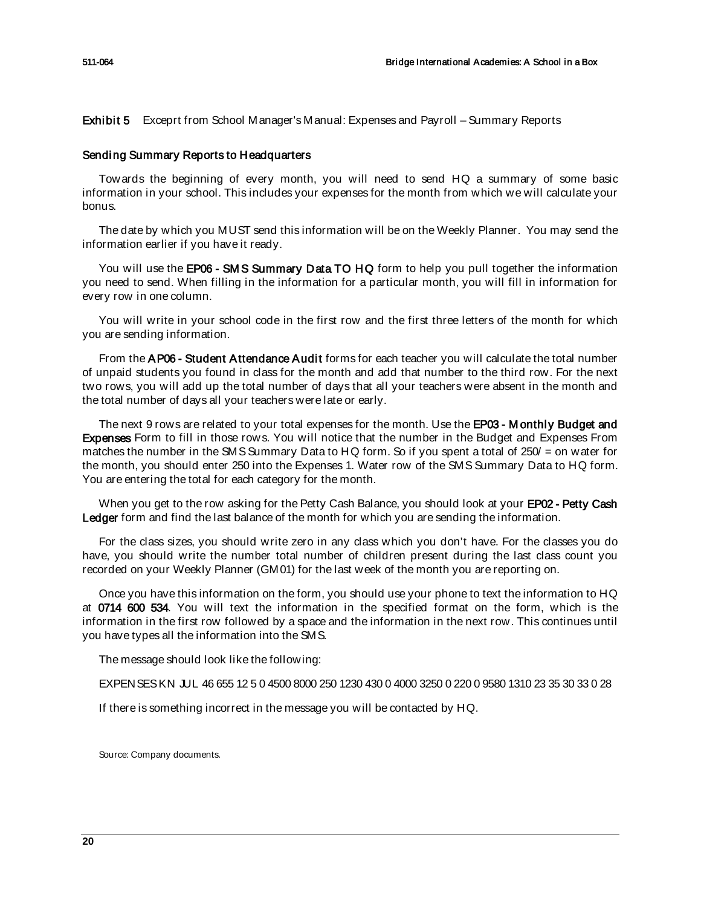**Exhibit 5** Exceprt from School Manager's Manual: Expenses and Payroll – Summary Reports

**Sending Summary Reports to Headquarters**

Towards the beginning of every month, you will need to send HQ a summary of some basic information in your school. This includes your expenses for the month from which we will calculate your bonus.

The date by which you MUST send this information will be on the Weekly Planner. You may send the information earlier if you have it ready.

You will use the **EP06 - SMS Summary Data TO HQ** form to help you pull together the information you need to send. When filling in the information for a particular month, you will fill in information for every row in one column.

You will write in your school code in the first row and the first three letters of the month for which you are sending information.

From the **AP06 - Student Attendance Audit** forms for each teacher you will calculate the total number of unpaid students you found in class for the month and add that number to the third row. For the next two rows, you will add up the total number of days that all your teachers were absent in the month and the total number of days all your teachers were late or early.

The next 9 rows are related to your total expenses for the month. Use the **EP03 - Monthly Budget and Expenses** Form to fill in those rows. You will notice that the number in the Budget and Expenses From matches the number in the SMS Summary Data to HQ form. So if you spent a total of 250/ = on water for the month, you should enter 250 into the Expenses 1. Water row of the SMS Summary Data to HQ form. You are entering the total for each category for the month.

When you get to the row asking for the Petty Cash Balance, you should look at your **EP02 - Petty Cash Ledger** form and find the last balance of the month for which you are sending the information.

For the class sizes, you should write zero in any class which you don't have. For the classes you do have, you should write the number total number of children present during the last class count you recorded on your Weekly Planner (GM01) for the last week of the month you are reporting on.

Once you have this information on the form, you should use your phone to text the information to HQ at **0714 600 534**. You will text the information in the specified format on the form, which is the information in the first row followed by a space and the information in the next row. This continues until you have types all the information into the SMS.

The message should look like the following:

EXPENSES KN JUL 46 655 12 5 0 4500 8000 250 1230 430 0 4000 3250 0 220 0 9580 1310 23 35 30 33 0 28

If there is something incorrect in the message you will be contacted by HQ.

Source: Company documents.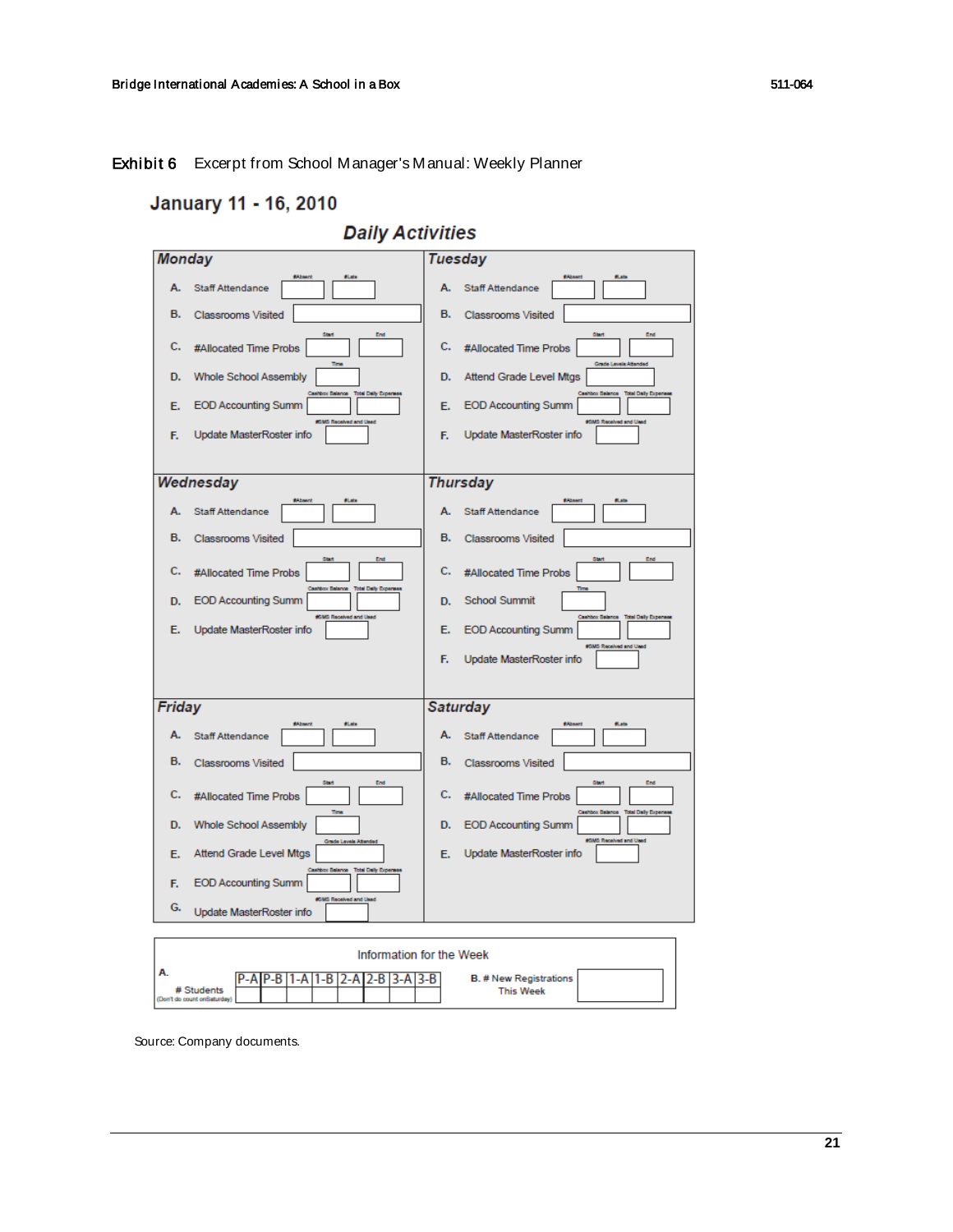Exhibit 6 Excerpt from School Manager's Manual: Weekly Planner

## January 11 - 16, 2010

### Daily Activities

**Monday**

| | | Fields |
|---|---|---|
| A. | Staff Attendance | #Absent / #Late |
| B. | Classrooms Visited | |
| C. | #Allocated Time Probs | Start / End |
| D. | Whole School Assembly | Time |
| E. | EOD Accounting Summ | Cashbox Balance / Total Daily Expenses |
| F. | Update MasterRoster info | #SMS Received and Used |

**Tuesday**

| | | Fields |
|---|---|---|
| A. | Staff Attendance | #Absent / #Late |
| B. | Classrooms Visited | |
| C. | #Allocated Time Probs | Start / End |
| D. | Attend Grade Level Mtgs | Grade Levels Attended |
| E. | EOD Accounting Summ | Cashbox Balance / Total Daily Expenses |
| F. | Update MasterRoster info | #SMS Received and Used |

**Wednesday**

| | | Fields |
|---|---|---|
| A. | Staff Attendance | #Absent / #Late |
| B. | Classrooms Visited | |
| C. | #Allocated Time Probs | Start / End |
| D. | EOD Accounting Summ | Cashbox Balance / Total Daily Expenses |
| E. | Update MasterRoster info | #SMS Received and Used |

**Thursday**

| | | Fields |
|---|---|---|
| A. | Staff Attendance | #Absent / #Late |
| B. | Classrooms Visited | |
| C. | #Allocated Time Probs | Start / End |
| D. | School Summit | Time |
| E. | EOD Accounting Summ | Cashbox Balance / Total Daily Expenses |
| F. | Update MasterRoster info | #SMS Received and Used |

**Friday**

| | | Fields |
|---|---|---|
| A. | Staff Attendance | #Absent / #Late |
| B. | Classrooms Visited | |
| C. | #Allocated Time Probs | Start / End |
| D. | Whole School Assembly | Time |
| E. | Attend Grade Level Mtgs | Grade Levels Attended |
| F. | EOD Accounting Summ | Cashbox Balance / Total Daily Expenses |
| G. | Update MasterRoster info | #SMS Received and Used |

**Saturday**

| | | Fields |
|---|---|---|
| A. | Staff Attendance | #Absent / #Late |
| B. | Classrooms Visited | |
| C. | #Allocated Time Probs | Start / End |
| D. | EOD Accounting Summ | Cashbox Balance / Total Daily Expenses |
| E. | Update MasterRoster info | #SMS Received and Used |

**Information for the Week**

A. # Students (Don't do count on Saturday)

| P-A | P-B | 1-A | 1-B | 2-A | 2-B | 3-A | 3-B |
|---|---|---|---|---|---|---|---|
| | | | | | | | |

B. # New Registrations This Week

Source: Company documents.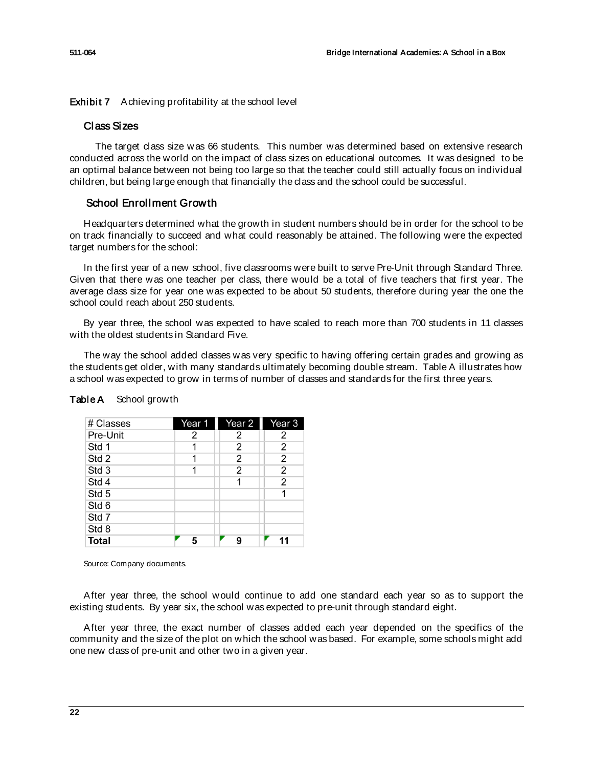**Exhibit 7** Achieving profitability at the school level

## Class Sizes

The target class size was 66 students. This number was determined based on extensive research conducted across the world on the impact of class sizes on educational outcomes. It was designed to be an optimal balance between not being too large so that the teacher could still actually focus on individual children, but being large enough that financially the class and the school could be successful.

## School Enrollment Growth

Headquarters determined what the growth in student numbers should be in order for the school to be on track financially to succeed and what could reasonably be attained. The following were the expected target numbers for the school:

In the first year of a new school, five classrooms were built to serve Pre-Unit through Standard Three. Given that there was one teacher per class, there would be a total of five teachers that first year. The average class size for year one was expected to be about 50 students, therefore during year the one the school could reach about 250 students.

By year three, the school was expected to have scaled to reach more than 700 students in 11 classes with the oldest students in Standard Five.

The way the school added classes was very specific to having offering certain grades and growing as the students get older, with many standards ultimately becoming double stream. Table A illustrates how a school was expected to grow in terms of number of classes and standards for the first three years.

**Table A** School growth

| # Classes | Year 1 | Year 2 | Year 3 |
|---|---|---|---|
| Pre-Unit | 2 | 2 | 2 |
| Std 1 | 1 | 2 | 2 |
| Std 2 | 1 | 2 | 2 |
| Std 3 | 1 | 2 | 2 |
| Std 4 | | 1 | 2 |
| Std 5 | | | 1 |
| Std 6 | | | |
| Std 7 | | | |
| Std 8 | | | |
| **Total** | **5** | **9** | **11** |

Source: Company documents.

After year three, the school would continue to add one standard each year so as to support the existing students. By year six, the school was expected to pre-unit through standard eight.

After year three, the exact number of classes added each year depended on the specifics of the community and the size of the plot on which the school was based. For example, some schools might add one new class of pre-unit and other two in a given year.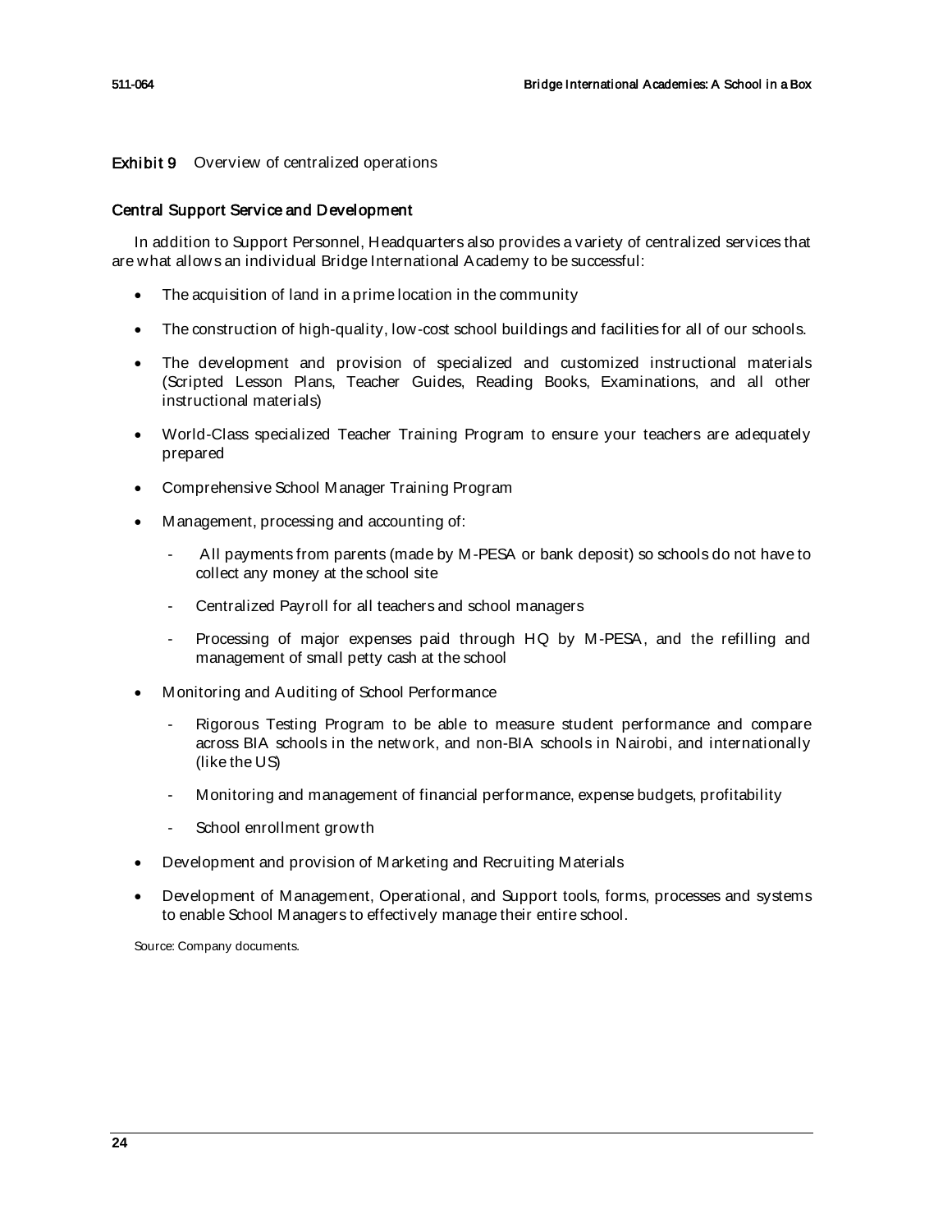**Exhibit 9** Overview of centralized operations

## Central Support Service and Development

In addition to Support Personnel, Headquarters also provides a variety of centralized services that are what allows an individual Bridge International Academy to be successful:

- The acquisition of land in a prime location in the community
- The construction of high-quality, low-cost school buildings and facilities for all of our schools.
- The development and provision of specialized and customized instructional materials (Scripted Lesson Plans, Teacher Guides, Reading Books, Examinations, and all other instructional materials)
- World-Class specialized Teacher Training Program to ensure your teachers are adequately prepared
- Comprehensive School Manager Training Program
- Management, processing and accounting of:
  - All payments from parents (made by M-PESA or bank deposit) so schools do not have to collect any money at the school site
  - Centralized Payroll for all teachers and school managers
  - Processing of major expenses paid through HQ by M-PESA, and the refilling and management of small petty cash at the school
- Monitoring and Auditing of School Performance
  - Rigorous Testing Program to be able to measure student performance and compare across BIA schools in the network, and non-BIA schools in Nairobi, and internationally (like the US)
  - Monitoring and management of financial performance, expense budgets, profitability
  - School enrollment growth
- Development and provision of Marketing and Recruiting Materials
- Development of Management, Operational, and Support tools, forms, processes and systems to enable School Managers to effectively manage their entire school.

Source: Company documents.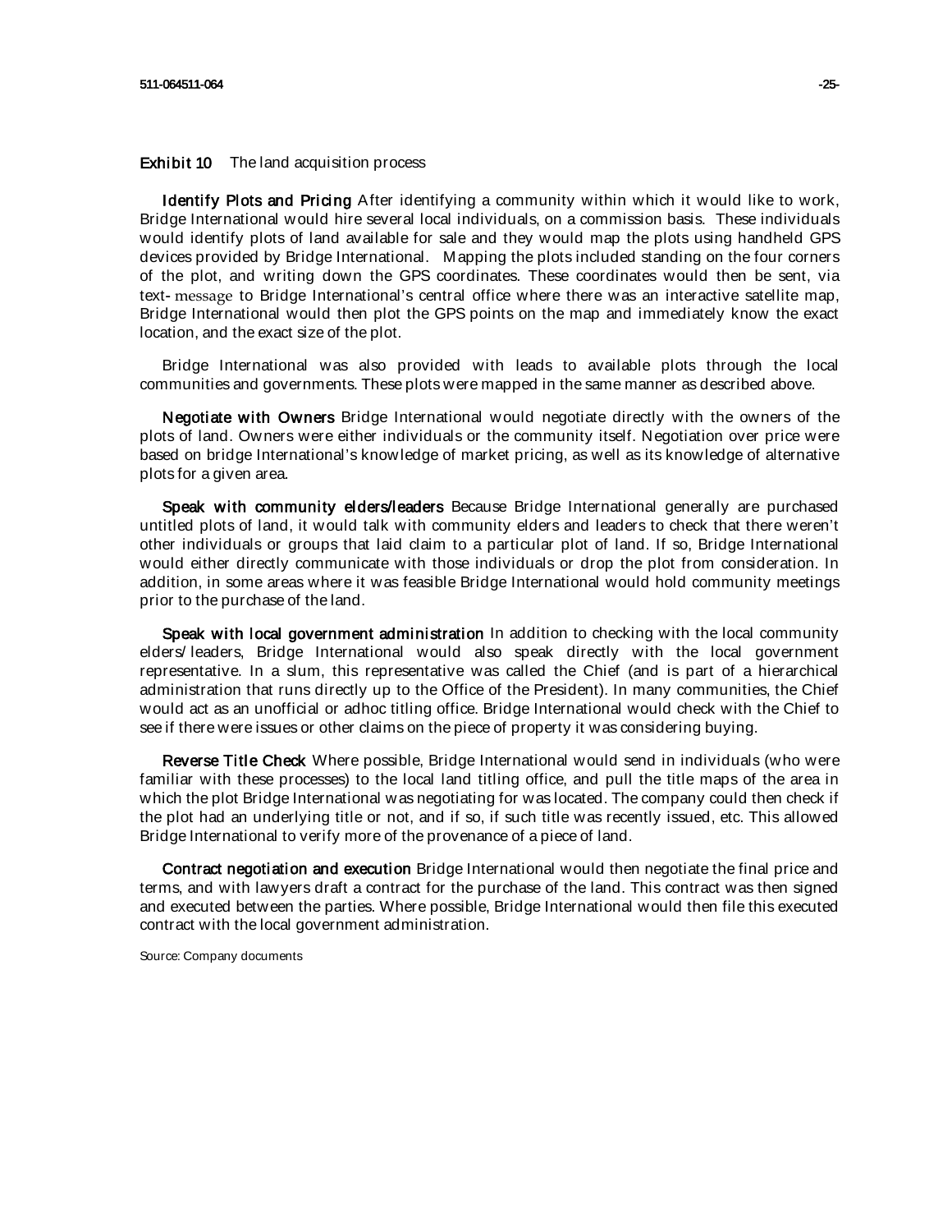**Exhibit 10** The land acquisition process

**Identify Plots and Pricing** After identifying a community within which it would like to work, Bridge International would hire several local individuals, on a commission basis. These individuals would identify plots of land available for sale and they would map the plots using handheld GPS devices provided by Bridge International. Mapping the plots included standing on the four corners of the plot, and writing down the GPS coordinates. These coordinates would then be sent, via text- message to Bridge International's central office where there was an interactive satellite map, Bridge International would then plot the GPS points on the map and immediately know the exact location, and the exact size of the plot.

Bridge International was also provided with leads to available plots through the local communities and governments. These plots were mapped in the same manner as described above.

**Negotiate with Owners** Bridge International would negotiate directly with the owners of the plots of land. Owners were either individuals or the community itself. Negotiation over price were based on bridge International's knowledge of market pricing, as well as its knowledge of alternative plots for a given area.

**Speak with community elders/leaders** Because Bridge International generally are purchased untitled plots of land, it would talk with community elders and leaders to check that there weren't other individuals or groups that laid claim to a particular plot of land. If so, Bridge International would either directly communicate with those individuals or drop the plot from consideration. In addition, in some areas where it was feasible Bridge International would hold community meetings prior to the purchase of the land.

**Speak with local government administration** In addition to checking with the local community elders/ leaders, Bridge International would also speak directly with the local government representative. In a slum, this representative was called the Chief (and is part of a hierarchical administration that runs directly up to the Office of the President). In many communities, the Chief would act as an unofficial or adhoc titling office. Bridge International would check with the Chief to see if there were issues or other claims on the piece of property it was considering buying.

**Reverse Title Check** Where possible, Bridge International would send in individuals (who were familiar with these processes) to the local land titling office, and pull the title maps of the area in which the plot Bridge International was negotiating for was located. The company could then check if the plot had an underlying title or not, and if so, if such title was recently issued, etc. This allowed Bridge International to verify more of the provenance of a piece of land.

**Contract negotiation and execution** Bridge International would then negotiate the final price and terms, and with lawyers draft a contract for the purchase of the land. This contract was then signed and executed between the parties. Where possible, Bridge International would then file this executed contract with the local government administration.

Source: Company documents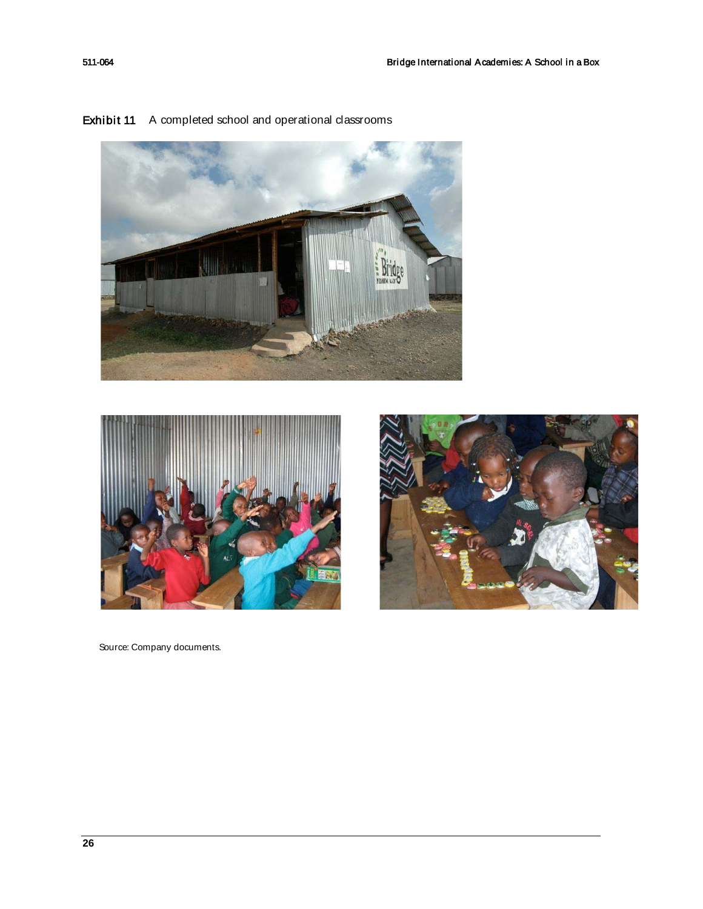Exhibit 11 A completed school and operational classrooms

Source: Company documents.